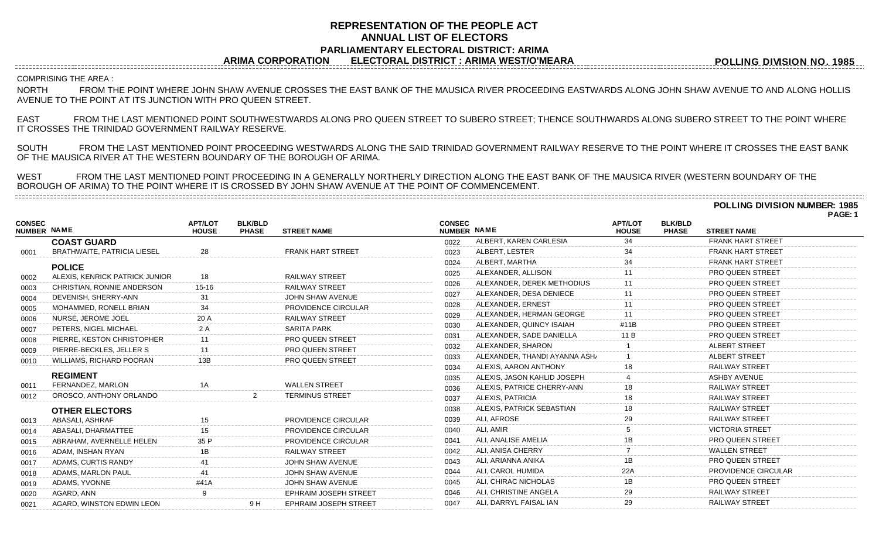# REPRESENTATION OF THE PEOPLE ACT
## ANNUAL LIST OF ELECTORS
### PARLIAMENTARY ELECTORAL DISTRICT: ARIMA
### ARIMA CORPORATION ELECTORAL DISTRICT : ARIMA WEST/O'MEARA

**POLLING DIVISION NO. 1985**

COMPRISING THE AREA :

NORTH FROM THE POINT WHERE JOHN SHAW AVENUE CROSSES THE EAST BANK OF THE MAUSICA RIVER PROCEEDING EASTWARDS ALONG JOHN SHAW AVENUE TO AND ALONG HOLLIS AVENUE TO THE POINT AT ITS JUNCTION WITH PRO QUEEN STREET.

EAST FROM THE LAST MENTIONED POINT SOUTHWESTWARDS ALONG PRO QUEEN STREET TO SUBERO STREET; THENCE SOUTHWARDS ALONG SUBERO STREET TO THE POINT WHERE IT CROSSES THE TRINIDAD GOVERNMENT RAILWAY RESERVE.

SOUTH FROM THE LAST MENTIONED POINT PROCEEDING WESTWARDS ALONG THE SAID TRINIDAD GOVERNMENT RAILWAY RESERVE TO THE POINT WHERE IT CROSSES THE EAST BANK OF THE MAUSICA RIVER AT THE WESTERN BOUNDARY OF THE BOROUGH OF ARIMA.

WEST FROM THE LAST MENTIONED POINT PROCEEDING IN A GENERALLY NORTHERLY DIRECTION ALONG THE EAST BANK OF THE MAUSICA RIVER (WESTERN BOUNDARY OF THE BOROUGH OF ARIMA) TO THE POINT WHERE IT IS CROSSED BY JOHN SHAW AVENUE AT THE POINT OF COMMENCEMENT.

**POLLING DIVISION NUMBER: 1985**

| CONSEC NUMBER | NAME | APT/LOT HOUSE | BLK/BLD PHASE | STREET NAME |
|---|---|---|---|---|
| | **COAST GUARD** | | | |
| 0001 | BRATHWAITE, PATRICIA LIESEL | 28 | | FRANK HART STREET |
| | **POLICE** | | | |
| 0002 | ALEXIS, KENRICK PATRICK JUNIOR | 18 | | RAILWAY STREET |
| 0003 | CHRISTIAN, RONNIE ANDERSON | 15-16 | | RAILWAY STREET |
| 0004 | DEVENISH, SHERRY-ANN | 31 | | JOHN SHAW AVENUE |
| 0005 | MOHAMMED, RONELL BRIAN | 34 | | PROVIDENCE CIRCULAR |
| 0006 | NURSE, JEROME JOEL | 20 A | | RAILWAY STREET |
| 0007 | PETERS, NIGEL MICHAEL | 2 A | | SARITA PARK |
| 0008 | PIERRE, KESTON CHRISTOPHER | 11 | | PRO QUEEN STREET |
| 0009 | PIERRE-BECKLES, JELLER S | 11 | | PRO QUEEN STREET |
| 0010 | WILLIAMS, RICHARD POORAN | 13B | | PRO QUEEN STREET |
| | **REGIMENT** | | | |
| 0011 | FERNANDEZ, MARLON | 1A | | WALLEN STREET |
| 0012 | OROSCO, ANTHONY ORLANDO | | 2 | TERMINUS STREET |
| | **OTHER ELECTORS** | | | |
| 0013 | ABASALI, ASHRAF | 15 | | PROVIDENCE CIRCULAR |
| 0014 | ABASALI, DHARMATTEE | 15 | | PROVIDENCE CIRCULAR |
| 0015 | ABRAHAM, AVERNELLE HELEN | 35 P | | PROVIDENCE CIRCULAR |
| 0016 | ADAM, INSHAN RYAN | 1B | | RAILWAY STREET |
| 0017 | ADAMS, CURTIS RANDY | 41 | | JOHN SHAW AVENUE |
| 0018 | ADAMS, MARLON PAUL | 41 | | JOHN SHAW AVENUE |
| 0019 | ADAMS, YVONNE | #41A | | JOHN SHAW AVENUE |
| 0020 | AGARD, ANN | 9 | | EPHRAIM JOSEPH STREET |
| 0021 | AGARD, WINSTON EDWIN LEON | | 9 H | EPHRAIM JOSEPH STREET |
| 0022 | ALBERT, KAREN CARLESIA | 34 | | FRANK HART STREET |
| 0023 | ALBERT, LESTER | 34 | | FRANK HART STREET |
| 0024 | ALBERT, MARTHA | 34 | | FRANK HART STREET |
| 0025 | ALEXANDER, ALLISON | 11 | | PRO QUEEN STREET |
| 0026 | ALEXANDER, DEREK METHODIUS | 11 | | PRO QUEEN STREET |
| 0027 | ALEXANDER, DESA DENIECE | 11 | | PRO QUEEN STREET |
| 0028 | ALEXANDER, ERNEST | 11 | | PRO QUEEN STREET |
| 0029 | ALEXANDER, HERMAN GEORGE | 11 | | PRO QUEEN STREET |
| 0030 | ALEXANDER, QUINCY ISAIAH | #11B | | PRO QUEEN STREET |
| 0031 | ALEXANDER, SADE DANIELLA | 11 B | | PRO QUEEN STREET |
| 0032 | ALEXANDER, SHARON | 1 | | ALBERT STREET |
| 0033 | ALEXANDER, THANDI AYANNA ASH/ | 1 | | ALBERT STREET |
| 0034 | ALEXIS, AARON ANTHONY | 18 | | RAILWAY STREET |
| 0035 | ALEXIS, JASON KAHLID JOSEPH | 4 | | ASHBY AVENUE |
| 0036 | ALEXIS, PATRICE CHERRY-ANN | 18 | | RAILWAY STREET |
| 0037 | ALEXIS, PATRICIA | 18 | | RAILWAY STREET |
| 0038 | ALEXIS, PATRICK SEBASTIAN | 18 | | RAILWAY STREET |
| 0039 | ALI, AFROSE | 29 | | RAILWAY STREET |
| 0040 | ALI, AMIR | 5 | | VICTORIA STREET |
| 0041 | ALI, ANALISE AMELIA | 1B | | PRO QUEEN STREET |
| 0042 | ALI, ANISA CHERRY | 7 | | WALLEN STREET |
| 0043 | ALI, ARIANNA ANIKA | 1B | | PRO QUEEN STREET |
| 0044 | ALI, CAROL HUMIDA | 22A | | PROVIDENCE CIRCULAR |
| 0045 | ALI, CHIRAC NICHOLAS | 1B | | PRO QUEEN STREET |
| 0046 | ALI, CHRISTINE ANGELA | 29 | | RAILWAY STREET |
| 0047 | ALI, DARRYL FAISAL IAN | 29 | | RAILWAY STREET |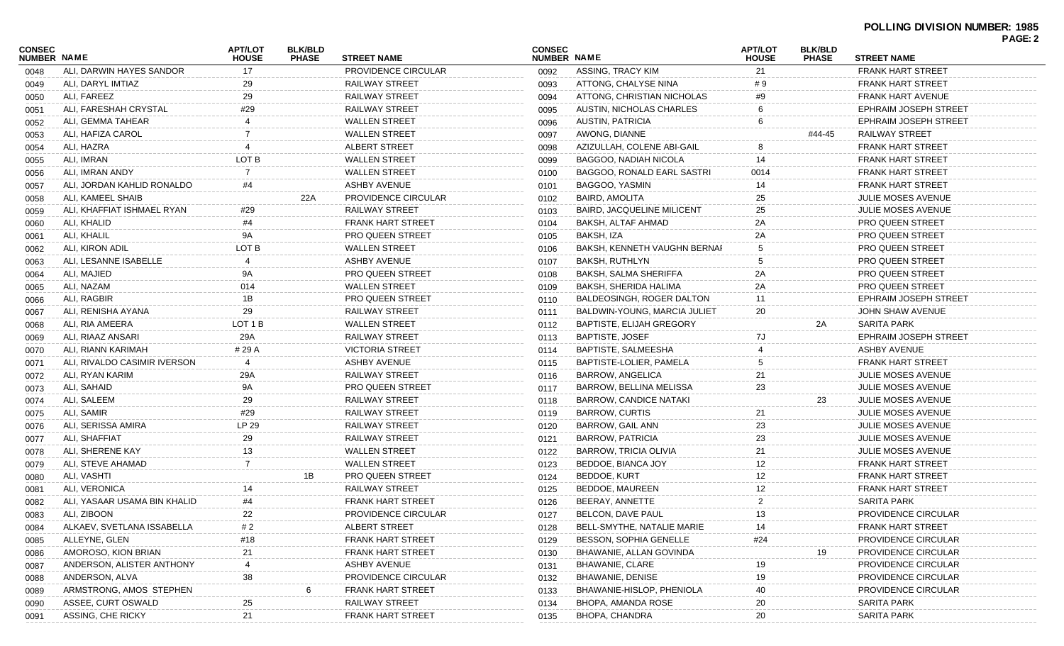**POLLING DIVISION NUMBER: 1985**

| CONSEC NUMBER | NAME | APT/LOT HOUSE | BLK/BLD PHASE | STREET NAME |
|---|---|---|---|---|
| 0048 | ALI, DARWIN HAYES SANDOR | 17 | | PROVIDENCE CIRCULAR |
| 0049 | ALI, DARYL IMTIAZ | 29 | | RAILWAY STREET |
| 0050 | ALI, FAREEZ | 29 | | RAILWAY STREET |
| 0051 | ALI, FARESHAH CRYSTAL | #29 | | RAILWAY STREET |
| 0052 | ALI, GEMMA TAHEAR | 4 | | WALLEN STREET |
| 0053 | ALI, HAFIZA CAROL | 7 | | WALLEN STREET |
| 0054 | ALI, HAZRA | 4 | | ALBERT STREET |
| 0055 | ALI, IMRAN | LOT B | | WALLEN STREET |
| 0056 | ALI, IMRAN ANDY | 7 | | WALLEN STREET |
| 0057 | ALI, JORDAN KAHLID RONALDO | #4 | | ASHBY AVENUE |
| 0058 | ALI, KAMEEL SHAIB | | 22A | PROVIDENCE CIRCULAR |
| 0059 | ALI, KHAFFIAT ISHMAEL RYAN | #29 | | RAILWAY STREET |
| 0060 | ALI, KHALID | #4 | | FRANK HART STREET |
| 0061 | ALI, KHALIL | 9A | | PRO QUEEN STREET |
| 0062 | ALI, KIRON ADIL | LOT B | | WALLEN STREET |
| 0063 | ALI, LESANNE ISABELLE | 4 | | ASHBY AVENUE |
| 0064 | ALI, MAJIED | 9A | | PRO QUEEN STREET |
| 0065 | ALI, NAZAM | 014 | | WALLEN STREET |
| 0066 | ALI, RAGBIR | 1B | | PRO QUEEN STREET |
| 0067 | ALI, RENISHA AYANA | 29 | | RAILWAY STREET |
| 0068 | ALI, RIA AMEERA | LOT 1 B | | WALLEN STREET |
| 0069 | ALI, RIAAZ ANSARI | 29A | | RAILWAY STREET |
| 0070 | ALI, RIANN KARIMAH | # 29 A | | VICTORIA STREET |
| 0071 | ALI, RIVALDO CASIMIR IVERSON | 4 | | ASHBY AVENUE |
| 0072 | ALI, RYAN KARIM | 29A | | RAILWAY STREET |
| 0073 | ALI, SAHAID | 9A | | PRO QUEEN STREET |
| 0074 | ALI, SALEEM | 29 | | RAILWAY STREET |
| 0075 | ALI, SAMIR | #29 | | RAILWAY STREET |
| 0076 | ALI, SERISSA AMIRA | LP 29 | | RAILWAY STREET |
| 0077 | ALI, SHAFFIAT | 29 | | RAILWAY STREET |
| 0078 | ALI, SHERENE KAY | 13 | | WALLEN STREET |
| 0079 | ALI, STEVE AHAMAD | 7 | | WALLEN STREET |
| 0080 | ALI, VASHTI | | 1B | PRO QUEEN STREET |
| 0081 | ALI, VERONICA | 14 | | RAILWAY STREET |
| 0082 | ALI, YASAAR USAMA BIN KHALID | #4 | | FRANK HART STREET |
| 0083 | ALI, ZIBOON | 22 | | PROVIDENCE CIRCULAR |
| 0084 | ALKAEV, SVETLANA ISSABELLA | # 2 | | ALBERT STREET |
| 0085 | ALLEYNE, GLEN | #18 | | FRANK HART STREET |
| 0086 | AMOROSO, KION BRIAN | 21 | | FRANK HART STREET |
| 0087 | ANDERSON, ALISTER ANTHONY | 4 | | ASHBY AVENUE |
| 0088 | ANDERSON, ALVA | 38 | | PROVIDENCE CIRCULAR |
| 0089 | ARMSTRONG, AMOS STEPHEN | | 6 | FRANK HART STREET |
| 0090 | ASSEE, CURT OSWALD | 25 | | RAILWAY STREET |
| 0091 | ASSING, CHE RICKY | 21 | | FRANK HART STREET |
| 0092 | ASSING, TRACY KIM | 21 | | FRANK HART STREET |
| 0093 | ATTONG, CHALYSE NINA | # 9 | | FRANK HART STREET |
| 0094 | ATTONG, CHRISTIAN NICHOLAS | #9 | | FRANK HART AVENUE |
| 0095 | AUSTIN, NICHOLAS CHARLES | 6 | | EPHRAIM JOSEPH STREET |
| 0096 | AUSTIN, PATRICIA | 6 | | EPHRAIM JOSEPH STREET |
| 0097 | AWONG, DIANNE | | #44-45 | RAILWAY STREET |
| 0098 | AZIZULLAH, COLENE ABI-GAIL | 8 | | FRANK HART STREET |
| 0099 | BAGGOO, NADIAH NICOLA | 14 | | FRANK HART STREET |
| 0100 | BAGGOO, RONALD EARL SASTRI | 0014 | | FRANK HART STREET |
| 0101 | BAGGOO, YASMIN | 14 | | FRANK HART STREET |
| 0102 | BAIRD, AMOLITA | 25 | | JULIE MOSES AVENUE |
| 0103 | BAIRD, JACQUELINE MILICENT | 25 | | JULIE MOSES AVENUE |
| 0104 | BAKSH, ALTAF AHMAD | 2A | | PRO QUEEN STREET |
| 0105 | BAKSH, IZA | 2A | | PRO QUEEN STREET |
| 0106 | BAKSH, KENNETH VAUGHN BERNAI | 5 | | PRO QUEEN STREET |
| 0107 | BAKSH, RUTHLYN | 5 | | PRO QUEEN STREET |
| 0108 | BAKSH, SALMA SHERIFFA | 2A | | PRO QUEEN STREET |
| 0109 | BAKSH, SHERIDA HALIMA | 2A | | PRO QUEEN STREET |
| 0110 | BALDEOSINGH, ROGER DALTON | 11 | | EPHRAIM JOSEPH STREET |
| 0111 | BALDWIN-YOUNG, MARCIA JULIET | 20 | | JOHN SHAW AVENUE |
| 0112 | BAPTISTE, ELIJAH GREGORY | | 2A | SARITA PARK |
| 0113 | BAPTISTE, JOSEF | 7J | | EPHRAIM JOSEPH STREET |
| 0114 | BAPTISTE, SALMEESHA | 4 | | ASHBY AVENUE |
| 0115 | BAPTISTE-LOLIER, PAMELA | 5 | | FRANK HART STREET |
| 0116 | BARROW, ANGELICA | 21 | | JULIE MOSES AVENUE |
| 0117 | BARROW, BELLINA MELISSA | 23 | | JULIE MOSES AVENUE |
| 0118 | BARROW, CANDICE NATAKI | | 23 | JULIE MOSES AVENUE |
| 0119 | BARROW, CURTIS | 21 | | JULIE MOSES AVENUE |
| 0120 | BARROW, GAIL ANN | 23 | | JULIE MOSES AVENUE |
| 0121 | BARROW, PATRICIA | 23 | | JULIE MOSES AVENUE |
| 0122 | BARROW, TRICIA OLIVIA | 21 | | JULIE MOSES AVENUE |
| 0123 | BEDDOE, BIANCA JOY | 12 | | FRANK HART STREET |
| 0124 | BEDDOE, KURT | 12 | | FRANK HART STREET |
| 0125 | BEDDOE, MAUREEN | 12 | | FRANK HART STREET |
| 0126 | BEERAY, ANNETTE | 2 | | SARITA PARK |
| 0127 | BELCON, DAVE PAUL | 13 | | PROVIDENCE CIRCULAR |
| 0128 | BELL-SMYTHE, NATALIE MARIE | 14 | | FRANK HART STREET |
| 0129 | BESSON, SOPHIA GENELLE | #24 | | PROVIDENCE CIRCULAR |
| 0130 | BHAWANIE, ALLAN GOVINDA | | 19 | PROVIDENCE CIRCULAR |
| 0131 | BHAWANIE, CLARE | 19 | | PROVIDENCE CIRCULAR |
| 0132 | BHAWANIE, DENISE | 19 | | PROVIDENCE CIRCULAR |
| 0133 | BHAWANIE-HISLOP, PHENIOLA | 40 | | PROVIDENCE CIRCULAR |
| 0134 | BHOPA, AMANDA ROSE | 20 | | SARITA PARK |
| 0135 | BHOPA, CHANDRA | 20 | | SARITA PARK |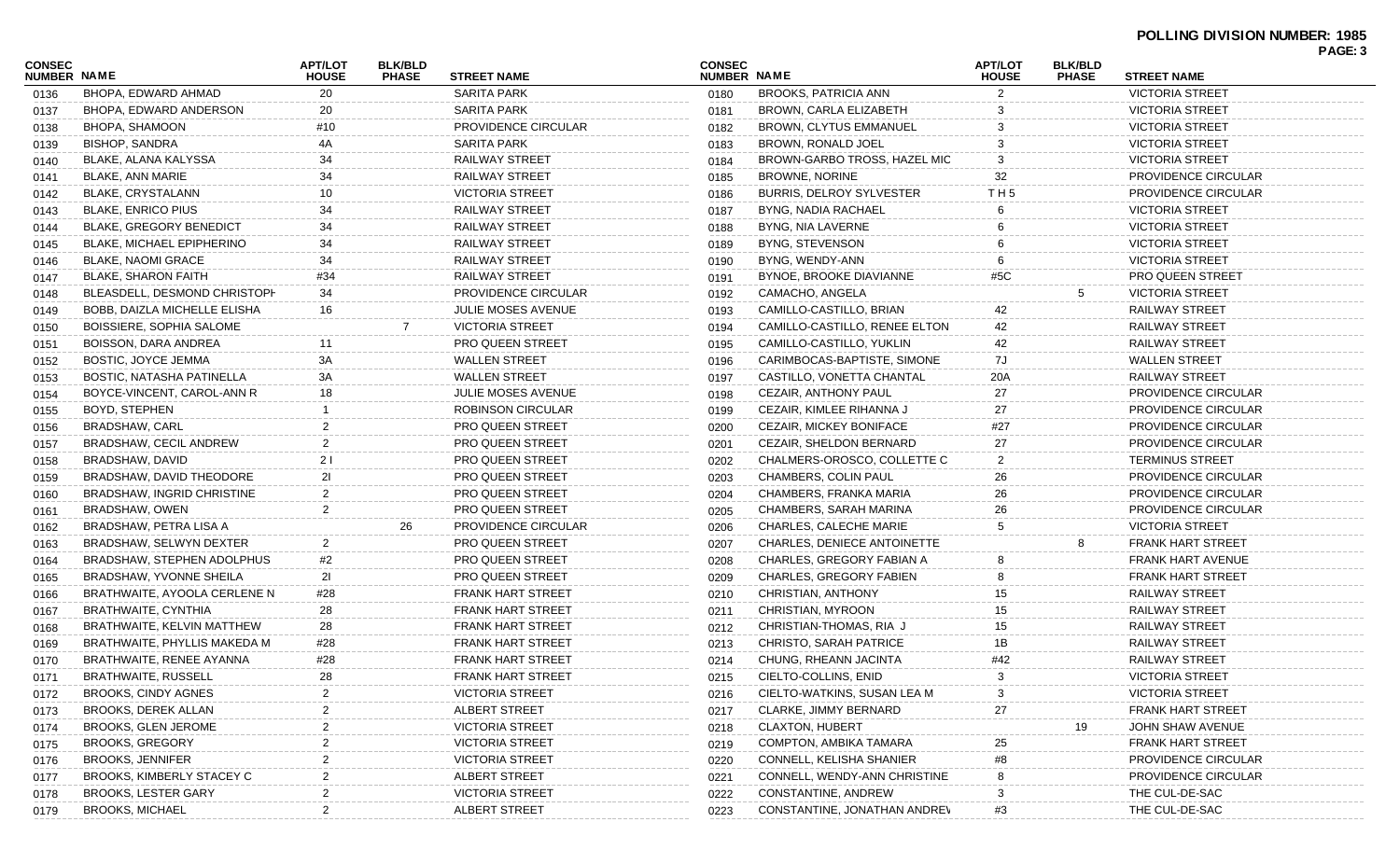**POLLING DIVISION NUMBER: 1985**

| CONSEC NUMBER | NAME | APT/LOT HOUSE | BLK/BLD PHASE | STREET NAME |
|---|---|---|---|---|
| 0136 | BHOPA, EDWARD AHMAD | 20 | | SARITA PARK |
| 0137 | BHOPA, EDWARD ANDERSON | 20 | | SARITA PARK |
| 0138 | BHOPA, SHAMOON | #10 | | PROVIDENCE CIRCULAR |
| 0139 | BISHOP, SANDRA | 4A | | SARITA PARK |
| 0140 | BLAKE, ALANA KALYSSA | 34 | | RAILWAY STREET |
| 0141 | BLAKE, ANN MARIE | 34 | | RAILWAY STREET |
| 0142 | BLAKE, CRYSTALANN | 10 | | VICTORIA STREET |
| 0143 | BLAKE, ENRICO PIUS | 34 | | RAILWAY STREET |
| 0144 | BLAKE, GREGORY BENEDICT | 34 | | RAILWAY STREET |
| 0145 | BLAKE, MICHAEL EPIPHERINO | 34 | | RAILWAY STREET |
| 0146 | BLAKE, NAOMI GRACE | 34 | | RAILWAY STREET |
| 0147 | BLAKE, SHARON FAITH | #34 | | RAILWAY STREET |
| 0148 | BLEASDELL, DESMOND CHRISTOPH | 34 | | PROVIDENCE CIRCULAR |
| 0149 | BOBB, DAIZLA MICHELLE ELISHA | 16 | | JULIE MOSES AVENUE |
| 0150 | BOISSIERE, SOPHIA SALOME | | 7 | VICTORIA STREET |
| 0151 | BOISSON, DARA ANDREA | 11 | | PRO QUEEN STREET |
| 0152 | BOSTIC, JOYCE JEMMA | 3A | | WALLEN STREET |
| 0153 | BOSTIC, NATASHA PATINELLA | 3A | | WALLEN STREET |
| 0154 | BOYCE-VINCENT, CAROL-ANN R | 18 | | JULIE MOSES AVENUE |
| 0155 | BOYD, STEPHEN | 1 | | ROBINSON CIRCULAR |
| 0156 | BRADSHAW, CARL | 2 | | PRO QUEEN STREET |
| 0157 | BRADSHAW, CECIL ANDREW | 2 | | PRO QUEEN STREET |
| 0158 | BRADSHAW, DAVID | 2 I | | PRO QUEEN STREET |
| 0159 | BRADSHAW, DAVID THEODORE | 2I | | PRO QUEEN STREET |
| 0160 | BRADSHAW, INGRID CHRISTINE | 2 | | PRO QUEEN STREET |
| 0161 | BRADSHAW, OWEN | 2 | | PRO QUEEN STREET |
| 0162 | BRADSHAW, PETRA LISA A | | 26 | PROVIDENCE CIRCULAR |
| 0163 | BRADSHAW, SELWYN DEXTER | 2 | | PRO QUEEN STREET |
| 0164 | BRADSHAW, STEPHEN ADOLPHUS | #2 | | PRO QUEEN STREET |
| 0165 | BRADSHAW, YVONNE SHEILA | 2I | | PRO QUEEN STREET |
| 0166 | BRATHWAITE, AYOOLA CERLENE N | #28 | | FRANK HART STREET |
| 0167 | BRATHWAITE, CYNTHIA | 28 | | FRANK HART STREET |
| 0168 | BRATHWAITE, KELVIN MATTHEW | 28 | | FRANK HART STREET |
| 0169 | BRATHWAITE, PHYLLIS MAKEDA M | #28 | | FRANK HART STREET |
| 0170 | BRATHWAITE, RENEE AYANNA | #28 | | FRANK HART STREET |
| 0171 | BRATHWAITE, RUSSELL | 28 | | FRANK HART STREET |
| 0172 | BROOKS, CINDY AGNES | 2 | | VICTORIA STREET |
| 0173 | BROOKS, DEREK ALLAN | 2 | | ALBERT STREET |
| 0174 | BROOKS, GLEN JEROME | 2 | | VICTORIA STREET |
| 0175 | BROOKS, GREGORY | 2 | | VICTORIA STREET |
| 0176 | BROOKS, JENNIFER | 2 | | VICTORIA STREET |
| 0177 | BROOKS, KIMBERLY STACEY C | 2 | | ALBERT STREET |
| 0178 | BROOKS, LESTER GARY | 2 | | VICTORIA STREET |
| 0179 | BROOKS, MICHAEL | 2 | | ALBERT STREET |
| 0180 | BROOKS, PATRICIA ANN | 2 | | VICTORIA STREET |
| 0181 | BROWN, CARLA ELIZABETH | 3 | | VICTORIA STREET |
| 0182 | BROWN, CLYTUS EMMANUEL | 3 | | VICTORIA STREET |
| 0183 | BROWN, RONALD JOEL | 3 | | VICTORIA STREET |
| 0184 | BROWN-GARBO TROSS, HAZEL MIC | 3 | | VICTORIA STREET |
| 0185 | BROWNE, NORINE | 32 | | PROVIDENCE CIRCULAR |
| 0186 | BURRIS, DELROY SYLVESTER | T H 5 | | PROVIDENCE CIRCULAR |
| 0187 | BYNG, NADIA RACHAEL | 6 | | VICTORIA STREET |
| 0188 | BYNG, NIA LAVERNE | 6 | | VICTORIA STREET |
| 0189 | BYNG, STEVENSON | 6 | | VICTORIA STREET |
| 0190 | BYNG, WENDY-ANN | 6 | | VICTORIA STREET |
| 0191 | BYNOE, BROOKE DIAVIANNE | #5C | | PRO QUEEN STREET |
| 0192 | CAMACHO, ANGELA | | 5 | VICTORIA STREET |
| 0193 | CAMILLO-CASTILLO, BRIAN | 42 | | RAILWAY STREET |
| 0194 | CAMILLO-CASTILLO, RENEE ELTON | 42 | | RAILWAY STREET |
| 0195 | CAMILLO-CASTILLO, YUKLIN | 42 | | RAILWAY STREET |
| 0196 | CARIMBOCAS-BAPTISTE, SIMONE | 7J | | WALLEN STREET |
| 0197 | CASTILLO, VONETTA CHANTAL | 20A | | RAILWAY STREET |
| 0198 | CEZAIR, ANTHONY PAUL | 27 | | PROVIDENCE CIRCULAR |
| 0199 | CEZAIR, KIMLEE RIHANNA J | 27 | | PROVIDENCE CIRCULAR |
| 0200 | CEZAIR, MICKEY BONIFACE | #27 | | PROVIDENCE CIRCULAR |
| 0201 | CEZAIR, SHELDON BERNARD | 27 | | PROVIDENCE CIRCULAR |
| 0202 | CHALMERS-OROSCO, COLLETTE C | 2 | | TERMINUS STREET |
| 0203 | CHAMBERS, COLIN PAUL | 26 | | PROVIDENCE CIRCULAR |
| 0204 | CHAMBERS, FRANKA MARIA | 26 | | PROVIDENCE CIRCULAR |
| 0205 | CHAMBERS, SARAH MARINA | 26 | | PROVIDENCE CIRCULAR |
| 0206 | CHARLES, CALECHE MARIE | 5 | | VICTORIA STREET |
| 0207 | CHARLES, DENIECE ANTOINETTE | | 8 | FRANK HART STREET |
| 0208 | CHARLES, GREGORY FABIAN A | 8 | | FRANK HART AVENUE |
| 0209 | CHARLES, GREGORY FABIEN | 8 | | FRANK HART STREET |
| 0210 | CHRISTIAN, ANTHONY | 15 | | RAILWAY STREET |
| 0211 | CHRISTIAN, MYROON | 15 | | RAILWAY STREET |
| 0212 | CHRISTIAN-THOMAS, RIA J | 15 | | RAILWAY STREET |
| 0213 | CHRISTO, SARAH PATRICE | 1B | | RAILWAY STREET |
| 0214 | CHUNG, RHEANN JACINTA | #42 | | RAILWAY STREET |
| 0215 | CIELTO-COLLINS, ENID | 3 | | VICTORIA STREET |
| 0216 | CIELTO-WATKINS, SUSAN LEA M | 3 | | VICTORIA STREET |
| 0217 | CLARKE, JIMMY BERNARD | 27 | | FRANK HART STREET |
| 0218 | CLAXTON, HUBERT | | 19 | JOHN SHAW AVENUE |
| 0219 | COMPTON, AMBIKA TAMARA | 25 | | FRANK HART STREET |
| 0220 | CONNELL, KELISHA SHANIER | #8 | | PROVIDENCE CIRCULAR |
| 0221 | CONNELL, WENDY-ANN CHRISTINE | 8 | | PROVIDENCE CIRCULAR |
| 0222 | CONSTANTINE, ANDREW | 3 | | THE CUL-DE-SAC |
| 0223 | CONSTANTINE, JONATHAN ANDREV | #3 | | THE CUL-DE-SAC |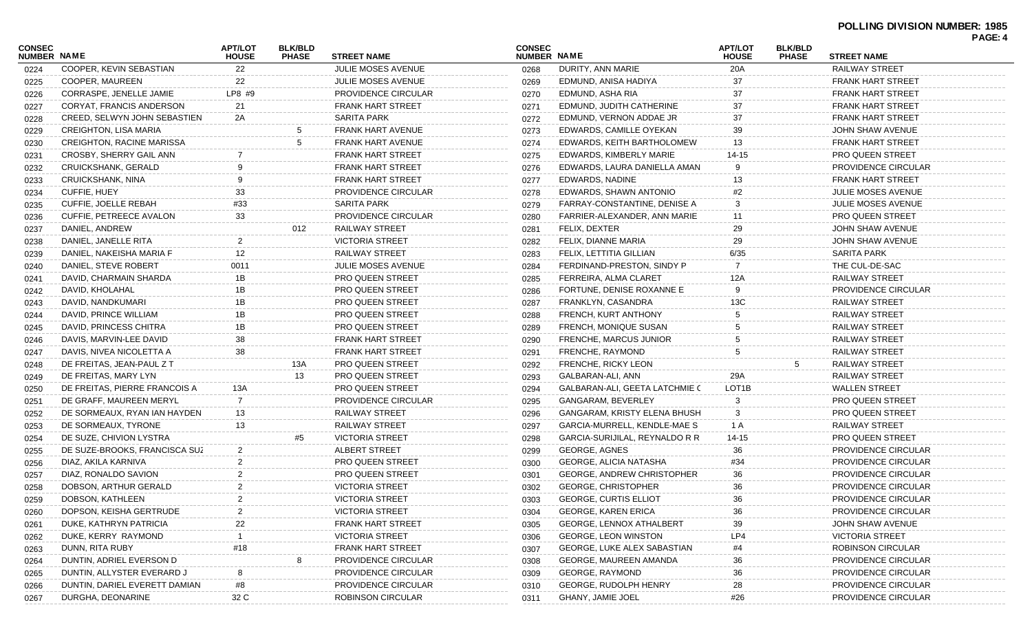**POLLING DIVISION NUMBER: 1985**

| CONSEC NUMBER | NAME | APT/LOT HOUSE | BLK/BLD PHASE | STREET NAME |
|---|---|---|---|---|
| 0224 | COOPER, KEVIN SEBASTIAN | 22 | | JULIE MOSES AVENUE |
| 0225 | COOPER, MAUREEN | 22 | | JULIE MOSES AVENUE |
| 0226 | CORRASPE, JENELLE JAMIE | LP8 #9 | | PROVIDENCE CIRCULAR |
| 0227 | CORYAT, FRANCIS ANDERSON | 21 | | FRANK HART STREET |
| 0228 | CREED, SELWYN JOHN SEBASTIEN | 2A | | SARITA PARK |
| 0229 | CREIGHTON, LISA MARIA | | 5 | FRANK HART AVENUE |
| 0230 | CREIGHTON, RACINE MARISSA | | 5 | FRANK HART AVENUE |
| 0231 | CROSBY, SHERRY GAIL ANN | 7 | | FRANK HART STREET |
| 0232 | CRUICKSHANK, GERALD | 9 | | FRANK HART STREET |
| 0233 | CRUICKSHANK, NINA | 9 | | FRANK HART STREET |
| 0234 | CUFFIE, HUEY | 33 | | PROVIDENCE CIRCULAR |
| 0235 | CUFFIE, JOELLE REBAH | #33 | | SARITA PARK |
| 0236 | CUFFIE, PETREECE AVALON | 33 | | PROVIDENCE CIRCULAR |
| 0237 | DANIEL, ANDREW | | 012 | RAILWAY STREET |
| 0238 | DANIEL, JANELLE RITA | 2 | | VICTORIA STREET |
| 0239 | DANIEL, NAKEISHA MARIA F | 12 | | RAILWAY STREET |
| 0240 | DANIEL, STEVE ROBERT | 0011 | | JULIE MOSES AVENUE |
| 0241 | DAVID, CHARMAIN SHARDA | 1B | | PRO QUEEN STREET |
| 0242 | DAVID, KHOLAHAL | 1B | | PRO QUEEN STREET |
| 0243 | DAVID, NANDKUMARI | 1B | | PRO QUEEN STREET |
| 0244 | DAVID, PRINCE WILLIAM | 1B | | PRO QUEEN STREET |
| 0245 | DAVID, PRINCESS CHITRA | 1B | | PRO QUEEN STREET |
| 0246 | DAVIS, MARVIN-LEE DAVID | 38 | | FRANK HART STREET |
| 0247 | DAVIS, NIVEA NICOLETTA A | 38 | | FRANK HART STREET |
| 0248 | DE FREITAS, JEAN-PAUL Z T | | 13A | PRO QUEEN STREET |
| 0249 | DE FREITAS, MARY LYN | | 13 | PRO QUEEN STREET |
| 0250 | DE FREITAS, PIERRE FRANCOIS A | 13A | | PRO QUEEN STREET |
| 0251 | DE GRAFF, MAUREEN MERYL | 7 | | PROVIDENCE CIRCULAR |
| 0252 | DE SORMEAUX, RYAN IAN HAYDEN | 13 | | RAILWAY STREET |
| 0253 | DE SORMEAUX, TYRONE | 13 | | RAILWAY STREET |
| 0254 | DE SUZE, CHIVION LYSTRA | | #5 | VICTORIA STREET |
| 0255 | DE SUZE-BROOKS, FRANCISCA SUZ | 2 | | ALBERT STREET |
| 0256 | DIAZ, AKILA KARNIVA | 2 | | PRO QUEEN STREET |
| 0257 | DIAZ, RONALDO SAVION | 2 | | PRO QUEEN STREET |
| 0258 | DOBSON, ARTHUR GERALD | 2 | | VICTORIA STREET |
| 0259 | DOBSON, KATHLEEN | 2 | | VICTORIA STREET |
| 0260 | DOPSON, KEISHA GERTRUDE | 2 | | VICTORIA STREET |
| 0261 | DUKE, KATHRYN PATRICIA | 22 | | FRANK HART STREET |
| 0262 | DUKE, KERRY RAYMOND | 1 | | VICTORIA STREET |
| 0263 | DUNN, RITA RUBY | #18 | | FRANK HART STREET |
| 0264 | DUNTIN, ADRIEL EVERSON D | | 8 | PROVIDENCE CIRCULAR |
| 0265 | DUNTIN, ALLYSTER EVERARD J | 8 | | PROVIDENCE CIRCULAR |
| 0266 | DUNTIN, DARIEL EVERETT DAMIAN | #8 | | PROVIDENCE CIRCULAR |
| 0267 | DURGHA, DEONARINE | 32 C | | ROBINSON CIRCULAR |
| 0268 | DURITY, ANN MARIE | 20A | | RAILWAY STREET |
| 0269 | EDMUND, ANISA HADIYA | 37 | | FRANK HART STREET |
| 0270 | EDMUND, ASHA RIA | 37 | | FRANK HART STREET |
| 0271 | EDMUND, JUDITH CATHERINE | 37 | | FRANK HART STREET |
| 0272 | EDMUND, VERNON ADDAE JR | 37 | | FRANK HART STREET |
| 0273 | EDWARDS, CAMILLE OYEKAN | 39 | | JOHN SHAW AVENUE |
| 0274 | EDWARDS, KEITH BARTHOLOMEW | 13 | | FRANK HART STREET |
| 0275 | EDWARDS, KIMBERLY MARIE | 14-15 | | PRO QUEEN STREET |
| 0276 | EDWARDS, LAURA DANIELLA AMAN | 9 | | PROVIDENCE CIRCULAR |
| 0277 | EDWARDS, NADINE | 13 | | FRANK HART STREET |
| 0278 | EDWARDS, SHAWN ANTONIO | #2 | | JULIE MOSES AVENUE |
| 0279 | FARRAY-CONSTANTINE, DENISE A | 3 | | JULIE MOSES AVENUE |
| 0280 | FARRIER-ALEXANDER, ANN MARIE | 11 | | PRO QUEEN STREET |
| 0281 | FELIX, DEXTER | 29 | | JOHN SHAW AVENUE |
| 0282 | FELIX, DIANNE MARIA | 29 | | JOHN SHAW AVENUE |
| 0283 | FELIX, LETTITIA GILLIAN | 6/35 | | SARITA PARK |
| 0284 | FERDINAND-PRESTON, SINDY P | 7 | | THE CUL-DE-SAC |
| 0285 | FERREIRA, ALMA CLARET | 12A | | RAILWAY STREET |
| 0286 | FORTUNE, DENISE ROXANNE E | 9 | | PROVIDENCE CIRCULAR |
| 0287 | FRANKLYN, CASANDRA | 13C | | RAILWAY STREET |
| 0288 | FRENCH, KURT ANTHONY | 5 | | RAILWAY STREET |
| 0289 | FRENCH, MONIQUE SUSAN | 5 | | RAILWAY STREET |
| 0290 | FRENCHE, MARCUS JUNIOR | 5 | | RAILWAY STREET |
| 0291 | FRENCHE, RAYMOND | 5 | | RAILWAY STREET |
| 0292 | FRENCHE, RICKY LEON | | 5 | RAILWAY STREET |
| 0293 | GALBARAN-ALI, ANN | 29A | | RAILWAY STREET |
| 0294 | GALBARAN-ALI, GEETA LATCHMIE C | LOT1B | | WALLEN STREET |
| 0295 | GANGARAM, BEVERLEY | 3 | | PRO QUEEN STREET |
| 0296 | GANGARAM, KRISTY ELENA BHUSH | 3 | | PRO QUEEN STREET |
| 0297 | GARCIA-MURRELL, KENDLE-MAE S | 1 A | | RAILWAY STREET |
| 0298 | GARCIA-SURIJILAL, REYNALDO R R | 14-15 | | PRO QUEEN STREET |
| 0299 | GEORGE, AGNES | 36 | | PROVIDENCE CIRCULAR |
| 0300 | GEORGE, ALICIA NATASHA | #34 | | PROVIDENCE CIRCULAR |
| 0301 | GEORGE, ANDREW CHRISTOPHER | 36 | | PROVIDENCE CIRCULAR |
| 0302 | GEORGE, CHRISTOPHER | 36 | | PROVIDENCE CIRCULAR |
| 0303 | GEORGE, CURTIS ELLIOT | 36 | | PROVIDENCE CIRCULAR |
| 0304 | GEORGE, KAREN ERICA | 36 | | PROVIDENCE CIRCULAR |
| 0305 | GEORGE, LENNOX ATHALBERT | 39 | | JOHN SHAW AVENUE |
| 0306 | GEORGE, LEON WINSTON | LP4 | | VICTORIA STREET |
| 0307 | GEORGE, LUKE ALEX SABASTIAN | #4 | | ROBINSON CIRCULAR |
| 0308 | GEORGE, MAUREEN AMANDA | 36 | | PROVIDENCE CIRCULAR |
| 0309 | GEORGE, RAYMOND | 36 | | PROVIDENCE CIRCULAR |
| 0310 | GEORGE, RUDOLPH HENRY | 28 | | PROVIDENCE CIRCULAR |
| 0311 | GHANY, JAMIE JOEL | #26 | | PROVIDENCE CIRCULAR |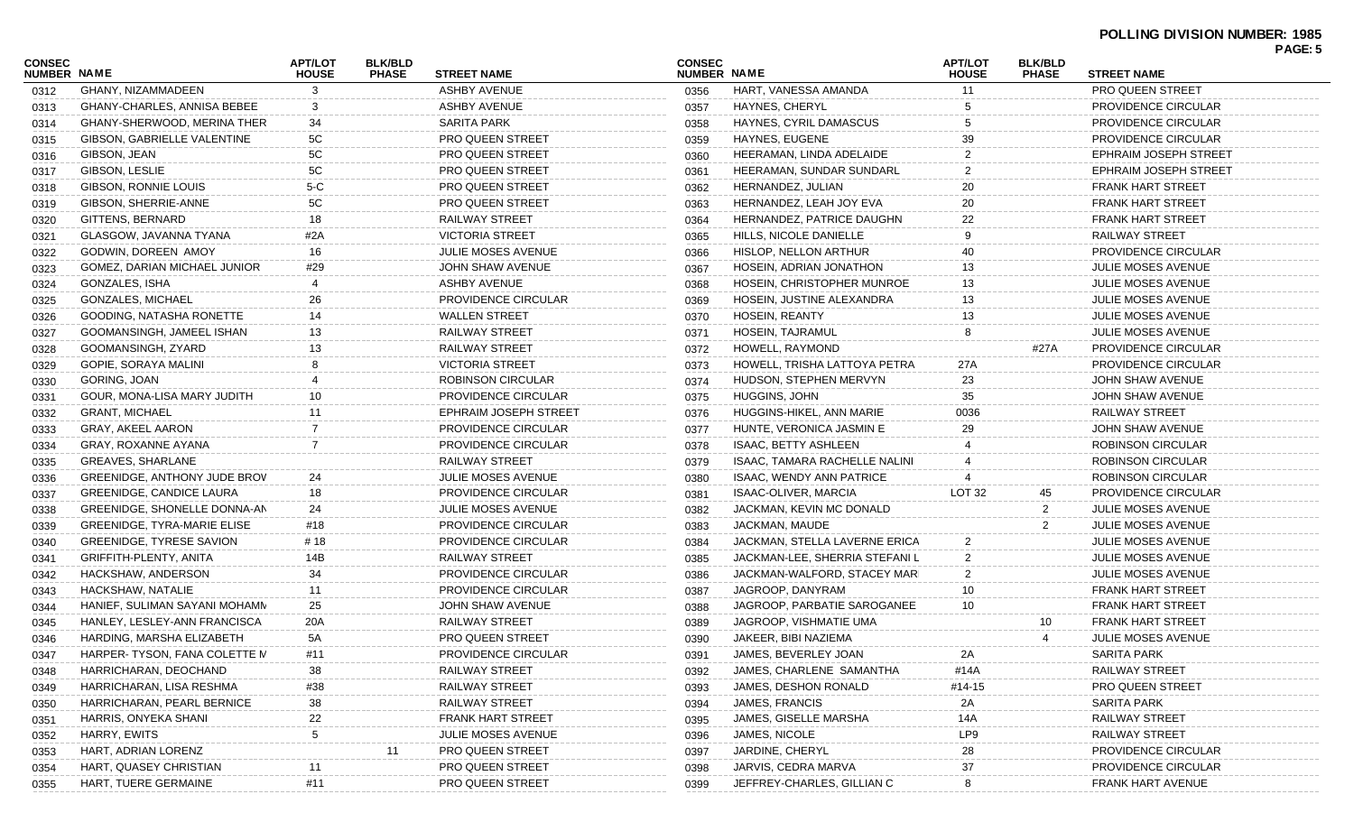**POLLING DIVISION NUMBER: 1985**

| CONSEC NUMBER | NAME | APT/LOT HOUSE | BLK/BLD PHASE | STREET NAME |
|---|---|---|---|---|
| 0312 | GHANY, NIZAMMADEEN | 3 | | ASHBY AVENUE |
| 0313 | GHANY-CHARLES, ANNISA BEBEE | 3 | | ASHBY AVENUE |
| 0314 | GHANY-SHERWOOD, MERINA THER | 34 | | SARITA PARK |
| 0315 | GIBSON, GABRIELLE VALENTINE | 5C | | PRO QUEEN STREET |
| 0316 | GIBSON, JEAN | 5C | | PRO QUEEN STREET |
| 0317 | GIBSON, LESLIE | 5C | | PRO QUEEN STREET |
| 0318 | GIBSON, RONNIE LOUIS | 5-C | | PRO QUEEN STREET |
| 0319 | GIBSON, SHERRIE-ANNE | 5C | | PRO QUEEN STREET |
| 0320 | GITTENS, BERNARD | 18 | | RAILWAY STREET |
| 0321 | GLASGOW, JAVANNA TYANA | #2A | | VICTORIA STREET |
| 0322 | GODWIN, DOREEN AMOY | 16 | | JULIE MOSES AVENUE |
| 0323 | GOMEZ, DARIAN MICHAEL JUNIOR | #29 | | JOHN SHAW AVENUE |
| 0324 | GONZALES, ISHA | 4 | | ASHBY AVENUE |
| 0325 | GONZALES, MICHAEL | 26 | | PROVIDENCE CIRCULAR |
| 0326 | GOODING, NATASHA RONETTE | 14 | | WALLEN STREET |
| 0327 | GOOMANSINGH, JAMEEL ISHAN | 13 | | RAILWAY STREET |
| 0328 | GOOMANSINGH, ZYARD | 13 | | RAILWAY STREET |
| 0329 | GOPIE, SORAYA MALINI | 8 | | VICTORIA STREET |
| 0330 | GORING, JOAN | 4 | | ROBINSON CIRCULAR |
| 0331 | GOUR, MONA-LISA MARY JUDITH | 10 | | PROVIDENCE CIRCULAR |
| 0332 | GRANT, MICHAEL | 11 | | EPHRAIM JOSEPH STREET |
| 0333 | GRAY, AKEEL AARON | 7 | | PROVIDENCE CIRCULAR |
| 0334 | GRAY, ROXANNE AYANA | 7 | | PROVIDENCE CIRCULAR |
| 0335 | GREAVES, SHARLANE | | | RAILWAY STREET |
| 0336 | GREENIDGE, ANTHONY JUDE BROV | 24 | | JULIE MOSES AVENUE |
| 0337 | GREENIDGE, CANDICE LAURA | 18 | | PROVIDENCE CIRCULAR |
| 0338 | GREENIDGE, SHONELLE DONNA-AN | 24 | | JULIE MOSES AVENUE |
| 0339 | GREENIDGE, TYRA-MARIE ELISE | #18 | | PROVIDENCE CIRCULAR |
| 0340 | GREENIDGE, TYRESE SAVION | # 18 | | PROVIDENCE CIRCULAR |
| 0341 | GRIFFITH-PLENTY, ANITA | 14B | | RAILWAY STREET |
| 0342 | HACKSHAW, ANDERSON | 34 | | PROVIDENCE CIRCULAR |
| 0343 | HACKSHAW, NATALIE | 11 | | PROVIDENCE CIRCULAR |
| 0344 | HANIEF, SULIMAN SAYANI MOHAMN | 25 | | JOHN SHAW AVENUE |
| 0345 | HANLEY, LESLEY-ANN FRANCISCA | 20A | | RAILWAY STREET |
| 0346 | HARDING, MARSHA ELIZABETH | 5A | | PRO QUEEN STREET |
| 0347 | HARPER- TYSON, FANA COLETTE M | #11 | | PROVIDENCE CIRCULAR |
| 0348 | HARRICHARAN, DEOCHAND | 38 | | RAILWAY STREET |
| 0349 | HARRICHARAN, LISA RESHMA | #38 | | RAILWAY STREET |
| 0350 | HARRICHARAN, PEARL BERNICE | 38 | | RAILWAY STREET |
| 0351 | HARRIS, ONYEKA SHANI | 22 | | FRANK HART STREET |
| 0352 | HARRY, EWITS | 5 | | JULIE MOSES AVENUE |
| 0353 | HART, ADRIAN LORENZ | | 11 | PRO QUEEN STREET |
| 0354 | HART, QUASEY CHRISTIAN | 11 | | PRO QUEEN STREET |
| 0355 | HART, TUERE GERMAINE | #11 | | PRO QUEEN STREET |
| 0356 | HART, VANESSA AMANDA | 11 | | PRO QUEEN STREET |
| 0357 | HAYNES, CHERYL | 5 | | PROVIDENCE CIRCULAR |
| 0358 | HAYNES, CYRIL DAMASCUS | 5 | | PROVIDENCE CIRCULAR |
| 0359 | HAYNES, EUGENE | 39 | | PROVIDENCE CIRCULAR |
| 0360 | HEERAMAN, LINDA ADELAIDE | 2 | | EPHRAIM JOSEPH STREET |
| 0361 | HEERAMAN, SUNDAR SUNDARL | 2 | | EPHRAIM JOSEPH STREET |
| 0362 | HERNANDEZ, JULIAN | 20 | | FRANK HART STREET |
| 0363 | HERNANDEZ, LEAH JOY EVA | 20 | | FRANK HART STREET |
| 0364 | HERNANDEZ, PATRICE DAUGHN | 22 | | FRANK HART STREET |
| 0365 | HILLS, NICOLE DANIELLE | 9 | | RAILWAY STREET |
| 0366 | HISLOP, NELLON ARTHUR | 40 | | PROVIDENCE CIRCULAR |
| 0367 | HOSEIN, ADRIAN JONATHON | 13 | | JULIE MOSES AVENUE |
| 0368 | HOSEIN, CHRISTOPHER MUNROE | 13 | | JULIE MOSES AVENUE |
| 0369 | HOSEIN, JUSTINE ALEXANDRA | 13 | | JULIE MOSES AVENUE |
| 0370 | HOSEIN, REANTY | 13 | | JULIE MOSES AVENUE |
| 0371 | HOSEIN, TAJRAMUL | 8 | | JULIE MOSES AVENUE |
| 0372 | HOWELL, RAYMOND | | #27A | PROVIDENCE CIRCULAR |
| 0373 | HOWELL, TRISHA LATTOYA PETRA | 27A | | PROVIDENCE CIRCULAR |
| 0374 | HUDSON, STEPHEN MERVYN | 23 | | JOHN SHAW AVENUE |
| 0375 | HUGGINS, JOHN | 35 | | JOHN SHAW AVENUE |
| 0376 | HUGGINS-HIKEL, ANN MARIE | 0036 | | RAILWAY STREET |
| 0377 | HUNTE, VERONICA JASMIN E | 29 | | JOHN SHAW AVENUE |
| 0378 | ISAAC, BETTY ASHLEEN | 4 | | ROBINSON CIRCULAR |
| 0379 | ISAAC, TAMARA RACHELLE NALINI | 4 | | ROBINSON CIRCULAR |
| 0380 | ISAAC, WENDY ANN PATRICE | 4 | | ROBINSON CIRCULAR |
| 0381 | ISAAC-OLIVER, MARCIA | LOT 32 | 45 | PROVIDENCE CIRCULAR |
| 0382 | JACKMAN, KEVIN MC DONALD | | 2 | JULIE MOSES AVENUE |
| 0383 | JACKMAN, MAUDE | | 2 | JULIE MOSES AVENUE |
| 0384 | JACKMAN, STELLA LAVERNE ERICA | 2 | | JULIE MOSES AVENUE |
| 0385 | JACKMAN-LEE, SHERRIA STEFANI L | 2 | | JULIE MOSES AVENUE |
| 0386 | JACKMAN-WALFORD, STACEY MAR | 2 | | JULIE MOSES AVENUE |
| 0387 | JAGROOP, DANYRAM | 10 | | FRANK HART STREET |
| 0388 | JAGROOP, PARBATIE SAROGANEE | 10 | | FRANK HART STREET |
| 0389 | JAGROOP, VISHMATIE UMA | | 10 | FRANK HART STREET |
| 0390 | JAKEER, BIBI NAZIEMA | | 4 | JULIE MOSES AVENUE |
| 0391 | JAMES, BEVERLEY JOAN | 2A | | SARITA PARK |
| 0392 | JAMES, CHARLENE SAMANTHA | #14A | | RAILWAY STREET |
| 0393 | JAMES, DESHON RONALD | #14-15 | | PRO QUEEN STREET |
| 0394 | JAMES, FRANCIS | 2A | | SARITA PARK |
| 0395 | JAMES, GISELLE MARSHA | 14A | | RAILWAY STREET |
| 0396 | JAMES, NICOLE | LP9 | | RAILWAY STREET |
| 0397 | JARDINE, CHERYL | 28 | | PROVIDENCE CIRCULAR |
| 0398 | JARVIS, CEDRA MARVA | 37 | | PROVIDENCE CIRCULAR |
| 0399 | JEFFREY-CHARLES, GILLIAN C | 8 | | FRANK HART AVENUE |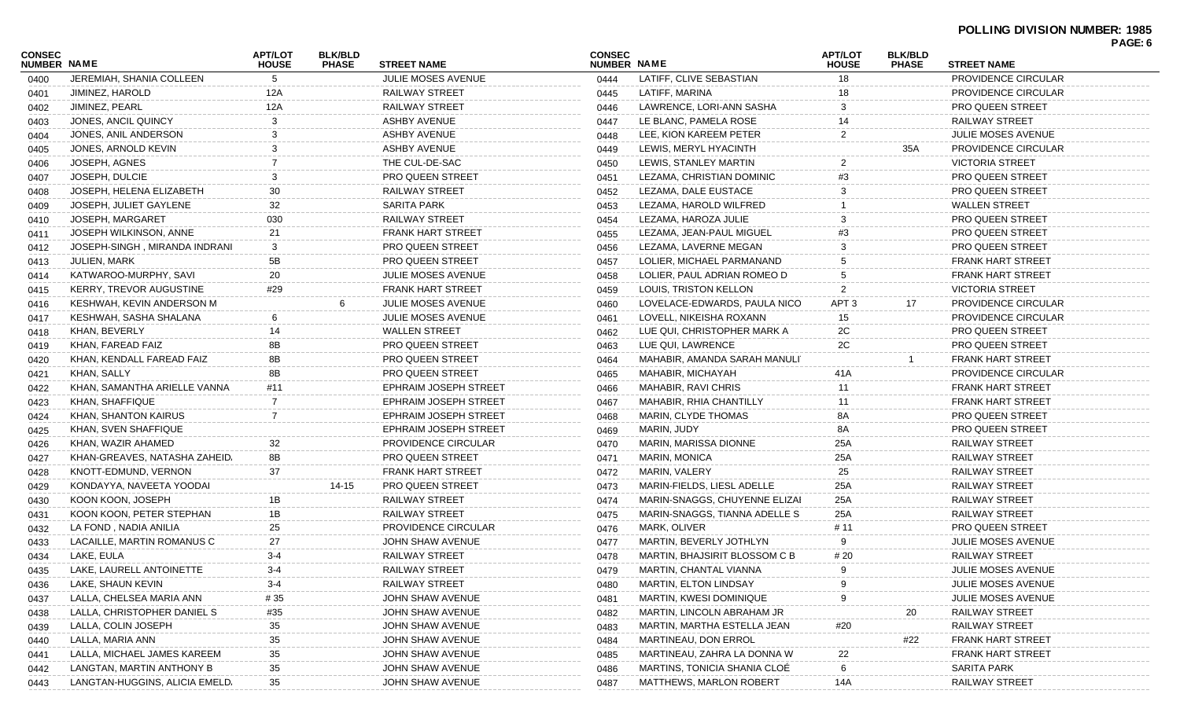**POLLING DIVISION NUMBER: 1985**

| CONSEC NUMBER | NAME | APT/LOT HOUSE | BLK/BLD PHASE | STREET NAME |
|---|---|---|---|---|
| 0400 | JEREMIAH, SHANIA COLLEEN | 5 | | JULIE MOSES AVENUE |
| 0401 | JIMINEZ, HAROLD | 12A | | RAILWAY STREET |
| 0402 | JIMINEZ, PEARL | 12A | | RAILWAY STREET |
| 0403 | JONES, ANCIL QUINCY | 3 | | ASHBY AVENUE |
| 0404 | JONES, ANIL ANDERSON | 3 | | ASHBY AVENUE |
| 0405 | JONES, ARNOLD KEVIN | 3 | | ASHBY AVENUE |
| 0406 | JOSEPH, AGNES | 7 | | THE CUL-DE-SAC |
| 0407 | JOSEPH, DULCIE | 3 | | PRO QUEEN STREET |
| 0408 | JOSEPH, HELENA ELIZABETH | 30 | | RAILWAY STREET |
| 0409 | JOSEPH, JULIET GAYLENE | 32 | | SARITA PARK |
| 0410 | JOSEPH, MARGARET | 030 | | RAILWAY STREET |
| 0411 | JOSEPH WILKINSON, ANNE | 21 | | FRANK HART STREET |
| 0412 | JOSEPH-SINGH , MIRANDA INDRANI | 3 | | PRO QUEEN STREET |
| 0413 | JULIEN, MARK | 5B | | PRO QUEEN STREET |
| 0414 | KATWAROO-MURPHY, SAVI | 20 | | JULIE MOSES AVENUE |
| 0415 | KERRY, TREVOR AUGUSTINE | #29 | | FRANK HART STREET |
| 0416 | KESHWAH, KEVIN ANDERSON M | | 6 | JULIE MOSES AVENUE |
| 0417 | KESHWAH, SASHA SHALANA | 6 | | JULIE MOSES AVENUE |
| 0418 | KHAN, BEVERLY | 14 | | WALLEN STREET |
| 0419 | KHAN, FAREAD FAIZ | 8B | | PRO QUEEN STREET |
| 0420 | KHAN, KENDALL FAREAD FAIZ | 8B | | PRO QUEEN STREET |
| 0421 | KHAN, SALLY | 8B | | PRO QUEEN STREET |
| 0422 | KHAN, SAMANTHA ARIELLE VANNA | #11 | | EPHRAIM JOSEPH STREET |
| 0423 | KHAN, SHAFFIQUE | 7 | | EPHRAIM JOSEPH STREET |
| 0424 | KHAN, SHANTON KAIRUS | 7 | | EPHRAIM JOSEPH STREET |
| 0425 | KHAN, SVEN SHAFFIQUE | | | EPHRAIM JOSEPH STREET |
| 0426 | KHAN, WAZIR AHAMED | 32 | | PROVIDENCE CIRCULAR |
| 0427 | KHAN-GREAVES, NATASHA ZAHEIDA | 8B | | PRO QUEEN STREET |
| 0428 | KNOTT-EDMUND, VERNON | 37 | | FRANK HART STREET |
| 0429 | KONDAYYA, NAVEETA YOODAI | | 14-15 | PRO QUEEN STREET |
| 0430 | KOON KOON, JOSEPH | 1B | | RAILWAY STREET |
| 0431 | KOON KOON, PETER STEPHAN | 1B | | RAILWAY STREET |
| 0432 | LA FOND , NADIA ANILIA | 25 | | PROVIDENCE CIRCULAR |
| 0433 | LACAILLE, MARTIN ROMANUS C | 27 | | JOHN SHAW AVENUE |
| 0434 | LAKE, EULA | 3-4 | | RAILWAY STREET |
| 0435 | LAKE, LAURELL ANTOINETTE | 3-4 | | RAILWAY STREET |
| 0436 | LAKE, SHAUN KEVIN | 3-4 | | RAILWAY STREET |
| 0437 | LALLA, CHELSEA MARIA ANN | # 35 | | JOHN SHAW AVENUE |
| 0438 | LALLA, CHRISTOPHER DANIEL S | #35 | | JOHN SHAW AVENUE |
| 0439 | LALLA, COLIN JOSEPH | 35 | | JOHN SHAW AVENUE |
| 0440 | LALLA, MARIA ANN | 35 | | JOHN SHAW AVENUE |
| 0441 | LALLA, MICHAEL JAMES KAREEM | 35 | | JOHN SHAW AVENUE |
| 0442 | LANGTAN, MARTIN ANTHONY B | 35 | | JOHN SHAW AVENUE |
| 0443 | LANGTAN-HUGGINS, ALICIA EMELDA | 35 | | JOHN SHAW AVENUE |
| 0444 | LATIFF, CLIVE SEBASTIAN | 18 | | PROVIDENCE CIRCULAR |
| 0445 | LATIFF, MARINA | 18 | | PROVIDENCE CIRCULAR |
| 0446 | LAWRENCE, LORI-ANN SASHA | 3 | | PRO QUEEN STREET |
| 0447 | LE BLANC, PAMELA ROSE | 14 | | RAILWAY STREET |
| 0448 | LEE, KION KAREEM PETER | 2 | | JULIE MOSES AVENUE |
| 0449 | LEWIS, MERYL HYACINTH | | 35A | PROVIDENCE CIRCULAR |
| 0450 | LEWIS, STANLEY MARTIN | 2 | | VICTORIA STREET |
| 0451 | LEZAMA, CHRISTIAN DOMINIC | #3 | | PRO QUEEN STREET |
| 0452 | LEZAMA, DALE EUSTACE | 3 | | PRO QUEEN STREET |
| 0453 | LEZAMA, HAROLD WILFRED | 1 | | WALLEN STREET |
| 0454 | LEZAMA, HAROZA JULIE | 3 | | PRO QUEEN STREET |
| 0455 | LEZAMA, JEAN-PAUL MIGUEL | #3 | | PRO QUEEN STREET |
| 0456 | LEZAMA, LAVERNE MEGAN | 3 | | PRO QUEEN STREET |
| 0457 | LOLIER, MICHAEL PARMANAND | 5 | | FRANK HART STREET |
| 0458 | LOLIER, PAUL ADRIAN ROMEO D | 5 | | FRANK HART STREET |
| 0459 | LOUIS, TRISTON KELLON | 2 | | VICTORIA STREET |
| 0460 | LOVELACE-EDWARDS, PAULA NICO | APT 3 | 17 | PROVIDENCE CIRCULAR |
| 0461 | LOVELL, NIKEISHA ROXANN | 15 | | PROVIDENCE CIRCULAR |
| 0462 | LUE QUI, CHRISTOPHER MARK A | 2C | | PRO QUEEN STREET |
| 0463 | LUE QUI, LAWRENCE | 2C | | PRO QUEEN STREET |
| 0464 | MAHABIR, AMANDA SARAH MANULI | | 1 | FRANK HART STREET |
| 0465 | MAHABIR, MICHAYAH | 41A | | PROVIDENCE CIRCULAR |
| 0466 | MAHABIR, RAVI CHRIS | 11 | | FRANK HART STREET |
| 0467 | MAHABIR, RHIA CHANTILLY | 11 | | FRANK HART STREET |
| 0468 | MARIN, CLYDE THOMAS | 8A | | PRO QUEEN STREET |
| 0469 | MARIN, JUDY | 8A | | PRO QUEEN STREET |
| 0470 | MARIN, MARISSA DIONNE | 25A | | RAILWAY STREET |
| 0471 | MARIN, MONICA | 25A | | RAILWAY STREET |
| 0472 | MARIN, VALERY | 25 | | RAILWAY STREET |
| 0473 | MARIN-FIELDS, LIESL ADELLE | 25A | | RAILWAY STREET |
| 0474 | MARIN-SNAGGS, CHUYENNE ELIZAI | 25A | | RAILWAY STREET |
| 0475 | MARIN-SNAGGS, TIANNA ADELLE S | 25A | | RAILWAY STREET |
| 0476 | MARK, OLIVER | # 11 | | PRO QUEEN STREET |
| 0477 | MARTIN, BEVERLY JOTHLYN | 9 | | JULIE MOSES AVENUE |
| 0478 | MARTIN, BHAJSIRIT BLOSSOM C B | # 20 | | RAILWAY STREET |
| 0479 | MARTIN, CHANTAL VIANNA | 9 | | JULIE MOSES AVENUE |
| 0480 | MARTIN, ELTON LINDSAY | 9 | | JULIE MOSES AVENUE |
| 0481 | MARTIN, KWESI DOMINIQUE | 9 | | JULIE MOSES AVENUE |
| 0482 | MARTIN, LINCOLN ABRAHAM JR | | 20 | RAILWAY STREET |
| 0483 | MARTIN, MARTHA ESTELLA JEAN | #20 | | RAILWAY STREET |
| 0484 | MARTINEAU, DON ERROL | | #22 | FRANK HART STREET |
| 0485 | MARTINEAU, ZAHRA LA DONNA W | 22 | | FRANK HART STREET |
| 0486 | MARTINS, TONICIA SHANIA CLOÉ | 6 | | SARITA PARK |
| 0487 | MATTHEWS, MARLON ROBERT | 14A | | RAILWAY STREET |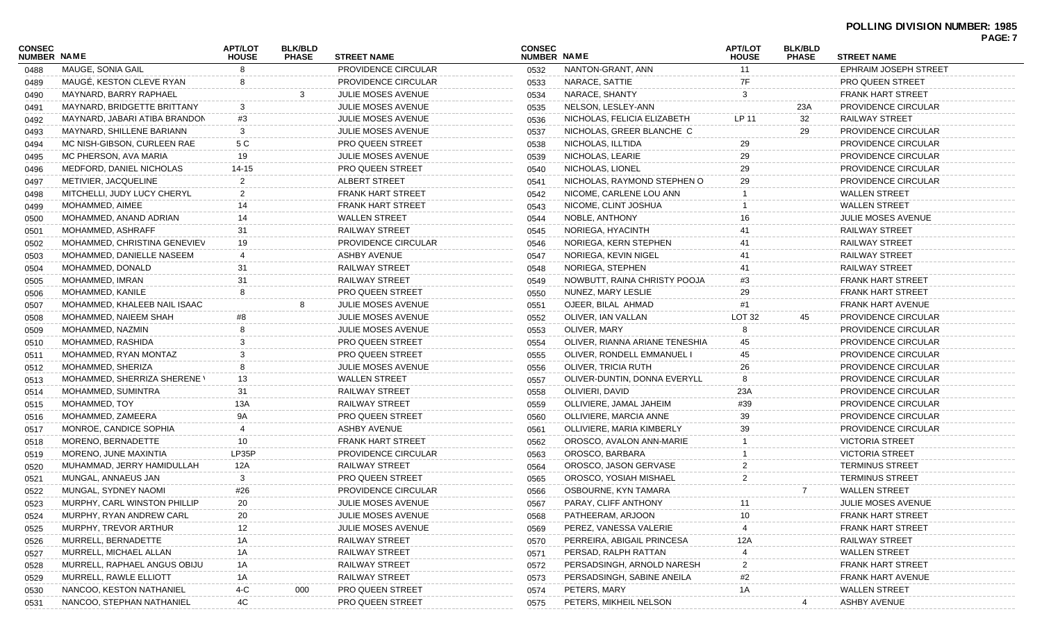**POLLING DIVISION NUMBER: 1985**

| CONSEC NUMBER | NAME | APT/LOT HOUSE | BLK/BLD PHASE | STREET NAME |
|---|---|---|---|---|
| 0488 | MAUGE, SONIA GAIL | 8 | | PROVIDENCE CIRCULAR |
| 0489 | MAUGÉ, KESTON CLEVE RYAN | 8 | | PROVIDENCE CIRCULAR |
| 0490 | MAYNARD, BARRY RAPHAEL | | 3 | JULIE MOSES AVENUE |
| 0491 | MAYNARD, BRIDGETTE BRITTANY | 3 | | JULIE MOSES AVENUE |
| 0492 | MAYNARD, JABARI ATIBA BRANDON | #3 | | JULIE MOSES AVENUE |
| 0493 | MAYNARD, SHILLENE BARIANN | 3 | | JULIE MOSES AVENUE |
| 0494 | MC NISH-GIBSON, CURLEEN RAE | 5 C | | PRO QUEEN STREET |
| 0495 | MC PHERSON, AVA MARIA | 19 | | JULIE MOSES AVENUE |
| 0496 | MEDFORD, DANIEL NICHOLAS | 14-15 | | PRO QUEEN STREET |
| 0497 | METIVIER, JACQUELINE | 2 | | ALBERT STREET |
| 0498 | MITCHELLI, JUDY LUCY CHERYL | 2 | | FRANK HART STREET |
| 0499 | MOHAMMED, AIMEE | 14 | | FRANK HART STREET |
| 0500 | MOHAMMED, ANAND ADRIAN | 14 | | WALLEN STREET |
| 0501 | MOHAMMED, ASHRAFF | 31 | | RAILWAY STREET |
| 0502 | MOHAMMED, CHRISTINA GENEVIEV | 19 | | PROVIDENCE CIRCULAR |
| 0503 | MOHAMMED, DANIELLE NASEEM | 4 | | ASHBY AVENUE |
| 0504 | MOHAMMED, DONALD | 31 | | RAILWAY STREET |
| 0505 | MOHAMMED, IMRAN | 31 | | RAILWAY STREET |
| 0506 | MOHAMMED, KANILE | 8 | | PRO QUEEN STREET |
| 0507 | MOHAMMED, KHALEEB NAIL ISAAC | | 8 | JULIE MOSES AVENUE |
| 0508 | MOHAMMED, NAIEEM SHAH | #8 | | JULIE MOSES AVENUE |
| 0509 | MOHAMMED, NAZMIN | 8 | | JULIE MOSES AVENUE |
| 0510 | MOHAMMED, RASHIDA | 3 | | PRO QUEEN STREET |
| 0511 | MOHAMMED, RYAN MONTAZ | 3 | | PRO QUEEN STREET |
| 0512 | MOHAMMED, SHERIZA | 8 | | JULIE MOSES AVENUE |
| 0513 | MOHAMMED, SHERRIZA SHERENE \ | 13 | | WALLEN STREET |
| 0514 | MOHAMMED, SUMINTRA | 31 | | RAILWAY STREET |
| 0515 | MOHAMMED, TOY | 13A | | RAILWAY STREET |
| 0516 | MOHAMMED, ZAMEERA | 9A | | PRO QUEEN STREET |
| 0517 | MONROE, CANDICE SOPHIA | 4 | | ASHBY AVENUE |
| 0518 | MORENO, BERNADETTE | 10 | | FRANK HART STREET |
| 0519 | MORENO, JUNE MAXINTIA | LP35P | | PROVIDENCE CIRCULAR |
| 0520 | MUHAMMAD, JERRY HAMIDULLAH | 12A | | RAILWAY STREET |
| 0521 | MUNGAL, ANNAEUS JAN | 3 | | PRO QUEEN STREET |
| 0522 | MUNGAL, SYDNEY NAOMI | #26 | | PROVIDENCE CIRCULAR |
| 0523 | MURPHY, CARL WINSTON PHILLIP | 20 | | JULIE MOSES AVENUE |
| 0524 | MURPHY, RYAN ANDREW CARL | 20 | | JULIE MOSES AVENUE |
| 0525 | MURPHY, TREVOR ARTHUR | 12 | | JULIE MOSES AVENUE |
| 0526 | MURRELL, BERNADETTE | 1A | | RAILWAY STREET |
| 0527 | MURRELL, MICHAEL ALLAN | 1A | | RAILWAY STREET |
| 0528 | MURRELL, RAPHAEL ANGUS OBIJU | 1A | | RAILWAY STREET |
| 0529 | MURRELL, RAWLE ELLIOTT | 1A | | RAILWAY STREET |
| 0530 | NANCOO, KESTON NATHANIEL | 4-C | 000 | PRO QUEEN STREET |
| 0531 | NANCOO, STEPHAN NATHANIEL | 4C | | PRO QUEEN STREET |
| 0532 | NANTON-GRANT, ANN | 11 | | EPHRAIM JOSEPH STREET |
| 0533 | NARACE, SATTIE | 7F | | PRO QUEEN STREET |
| 0534 | NARACE, SHANTY | 3 | | FRANK HART STREET |
| 0535 | NELSON, LESLEY-ANN | | 23A | PROVIDENCE CIRCULAR |
| 0536 | NICHOLAS, FELICIA ELIZABETH | LP 11 | 32 | RAILWAY STREET |
| 0537 | NICHOLAS, GREER BLANCHE C | | 29 | PROVIDENCE CIRCULAR |
| 0538 | NICHOLAS, ILLTIDA | 29 | | PROVIDENCE CIRCULAR |
| 0539 | NICHOLAS, LEARIE | 29 | | PROVIDENCE CIRCULAR |
| 0540 | NICHOLAS, LIONEL | 29 | | PROVIDENCE CIRCULAR |
| 0541 | NICHOLAS, RAYMOND STEPHEN O | 29 | | PROVIDENCE CIRCULAR |
| 0542 | NICOME, CARLENE LOU ANN | 1 | | WALLEN STREET |
| 0543 | NICOME, CLINT JOSHUA | 1 | | WALLEN STREET |
| 0544 | NOBLE, ANTHONY | 16 | | JULIE MOSES AVENUE |
| 0545 | NORIEGA, HYACINTH | 41 | | RAILWAY STREET |
| 0546 | NORIEGA, KERN STEPHEN | 41 | | RAILWAY STREET |
| 0547 | NORIEGA, KEVIN NIGEL | 41 | | RAILWAY STREET |
| 0548 | NORIEGA, STEPHEN | 41 | | RAILWAY STREET |
| 0549 | NOWBUTT, RAINA CHRISTY POOJA | #3 | | FRANK HART STREET |
| 0550 | NUNEZ, MARY LESLIE | 29 | | FRANK HART STREET |
| 0551 | OJEER, BILAL AHMAD | #1 | | FRANK HART AVENUE |
| 0552 | OLIVER, IAN VALLAN | LOT 32 | 45 | PROVIDENCE CIRCULAR |
| 0553 | OLIVER, MARY | 8 | | PROVIDENCE CIRCULAR |
| 0554 | OLIVER, RIANNA ARIANE TENESHIA | 45 | | PROVIDENCE CIRCULAR |
| 0555 | OLIVER, RONDELL EMMANUEL I | 45 | | PROVIDENCE CIRCULAR |
| 0556 | OLIVER, TRICIA RUTH | 26 | | PROVIDENCE CIRCULAR |
| 0557 | OLIVER-DUNTIN, DONNA EVERYLL | 8 | | PROVIDENCE CIRCULAR |
| 0558 | OLIVIERI, DAVID | 23A | | PROVIDENCE CIRCULAR |
| 0559 | OLLIVIERE, JAMAL JAHEIM | #39 | | PROVIDENCE CIRCULAR |
| 0560 | OLLIVIERE, MARCIA ANNE | 39 | | PROVIDENCE CIRCULAR |
| 0561 | OLLIVIERE, MARIA KIMBERLY | 39 | | PROVIDENCE CIRCULAR |
| 0562 | OROSCO, AVALON ANN-MARIE | 1 | | VICTORIA STREET |
| 0563 | OROSCO, BARBARA | 1 | | VICTORIA STREET |
| 0564 | OROSCO, JASON GERVASE | 2 | | TERMINUS STREET |
| 0565 | OROSCO, YOSIAH MISHAEL | 2 | | TERMINUS STREET |
| 0566 | OSBOURNE, KYN TAMARA | | 7 | WALLEN STREET |
| 0567 | PARAY, CLIFF ANTHONY | 11 | | JULIE MOSES AVENUE |
| 0568 | PATHEERAM, ARJOON | 10 | | FRANK HART STREET |
| 0569 | PEREZ, VANESSA VALERIE | 4 | | FRANK HART STREET |
| 0570 | PERREIRA, ABIGAIL PRINCESA | 12A | | RAILWAY STREET |
| 0571 | PERSAD, RALPH RATTAN | 4 | | WALLEN STREET |
| 0572 | PERSADSINGH, ARNOLD NARESH | 2 | | FRANK HART STREET |
| 0573 | PERSADSINGH, SABINE ANEILA | #2 | | FRANK HART AVENUE |
| 0574 | PETERS, MARY | 1A | | WALLEN STREET |
| 0575 | PETERS, MIKHEIL NELSON | | 4 | ASHBY AVENUE |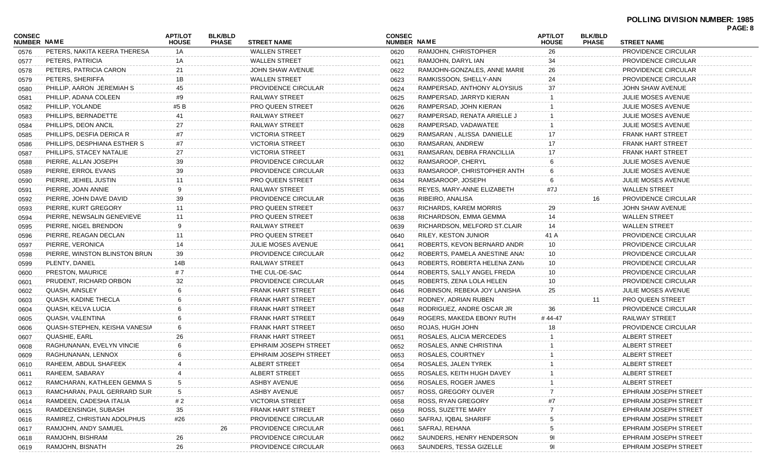**POLLING DIVISION NUMBER: 1985**

| CONSEC NUMBER | NAME | APT/LOT HOUSE | BLK/BLD PHASE | STREET NAME |
|---|---|---|---|---|
| 0576 | PETERS, NAKITA KEERA THERESA | 1A | | WALLEN STREET |
| 0577 | PETERS, PATRICIA | 1A | | WALLEN STREET |
| 0578 | PETERS, PATRICIA CARON | 21 | | JOHN SHAW AVENUE |
| 0579 | PETERS, SHERIFFA | 1B | | WALLEN STREET |
| 0580 | PHILLIP, AARON JEREMIAH S | 45 | | PROVIDENCE CIRCULAR |
| 0581 | PHILLIP, ADANA COLEEN | #9 | | RAILWAY STREET |
| 0582 | PHILLIP, YOLANDE | #5 B | | PRO QUEEN STREET |
| 0583 | PHILLIPS, BERNADETTE | 41 | | RAILWAY STREET |
| 0584 | PHILLIPS, DEON ANCIL | 27 | | RAILWAY STREET |
| 0585 | PHILLIPS, DESFIA DERICA R | #7 | | VICTORIA STREET |
| 0586 | PHILLIPS, DESPHIANA ESTHER S | #7 | | VICTORIA STREET |
| 0587 | PHILLIPS, STACEY NATALIE | 27 | | VICTORIA STREET |
| 0588 | PIERRE, ALLAN JOSEPH | 39 | | PROVIDENCE CIRCULAR |
| 0589 | PIERRE, ERROL EVANS | 39 | | PROVIDENCE CIRCULAR |
| 0590 | PIERRE, JEHIEL JUSTIN | 11 | | PRO QUEEN STREET |
| 0591 | PIERRE, JOAN ANNIE | 9 | | RAILWAY STREET |
| 0592 | PIERRE, JOHN DAVE DAVID | 39 | | PROVIDENCE CIRCULAR |
| 0593 | PIERRE, KURT GREGORY | 11 | | PRO QUEEN STREET |
| 0594 | PIERRE, NEWSALIN GENEVIEVE | 11 | | PRO QUEEN STREET |
| 0595 | PIERRE, NIGEL BRENDON | 9 | | RAILWAY STREET |
| 0596 | PIERRE, REAGAN DECLAN | 11 | | PRO QUEEN STREET |
| 0597 | PIERRE, VERONICA | 14 | | JULIE MOSES AVENUE |
| 0598 | PIERRE, WINSTON BLINSTON BRUN | 39 | | PROVIDENCE CIRCULAR |
| 0599 | PLENTY, DANIEL | 14B | | RAILWAY STREET |
| 0600 | PRESTON, MAURICE | # 7 | | THE CUL-DE-SAC |
| 0601 | PRUDENT, RICHARD ORBON | 32 | | PROVIDENCE CIRCULAR |
| 0602 | QUASH, AINSLEY | 6 | | FRANK HART STREET |
| 0603 | QUASH, KADINE THECLA | 6 | | FRANK HART STREET |
| 0604 | QUASH, KELVA LUCIA | 6 | | FRANK HART STREET |
| 0605 | QUASH, VALENTINA | 6 | | FRANK HART STREET |
| 0606 | QUASH-STEPHEN, KEISHA VANESIA | 6 | | FRANK HART STREET |
| 0607 | QUASHIE, EARL | 26 | | FRANK HART STREET |
| 0608 | RAGHUNANAN, EVELYN VINCIE | 6 | | EPHRAIM JOSEPH STREET |
| 0609 | RAGHUNANAN, LENNOX | 6 | | EPHRAIM JOSEPH STREET |
| 0610 | RAHEEM, ABDUL SHAFEEK | 4 | | ALBERT STREET |
| 0611 | RAHEEM, SABARAY | 4 | | ALBERT STREET |
| 0612 | RAMCHARAN, KATHLEEN GEMMA S | 5 | | ASHBY AVENUE |
| 0613 | RAMCHARAN, PAUL GERRARD SUR | 5 | | ASHBY AVENUE |
| 0614 | RAMDEEN, CADESHA ITALIA | # 2 | | VICTORIA STREET |
| 0615 | RAMDEENSINGH, SUBASH | 35 | | FRANK HART STREET |
| 0616 | RAMIREZ, CHRISTIAN ADOLPHUS | #26 | | PROVIDENCE CIRCULAR |
| 0617 | RAMJOHN, ANDY SAMUEL | | 26 | PROVIDENCE CIRCULAR |
| 0618 | RAMJOHN, BISHRAM | 26 | | PROVIDENCE CIRCULAR |
| 0619 | RAMJOHN, BISNATH | 26 | | PROVIDENCE CIRCULAR |
| 0620 | RAMJOHN, CHRISTOPHER | 26 | | PROVIDENCE CIRCULAR |
| 0621 | RAMJOHN, DARYL IAN | 34 | | PROVIDENCE CIRCULAR |
| 0622 | RAMJOHN-GONZALES, ANNE MARIE | 26 | | PROVIDENCE CIRCULAR |
| 0623 | RAMKISSOON, SHELLY-ANN | 24 | | PROVIDENCE CIRCULAR |
| 0624 | RAMPERSAD, ANTHONY ALOYSIUS | 37 | | JOHN SHAW AVENUE |
| 0625 | RAMPERSAD, JARRYD KIERAN | 1 | | JULIE MOSES AVENUE |
| 0626 | RAMPERSAD, JOHN KIERAN | 1 | | JULIE MOSES AVENUE |
| 0627 | RAMPERSAD, RENATA ARIELLE J | 1 | | JULIE MOSES AVENUE |
| 0628 | RAMPERSAD, VADAWATEE | 1 | | JULIE MOSES AVENUE |
| 0629 | RAMSARAN , ALISSA DANIELLE | 17 | | FRANK HART STREET |
| 0630 | RAMSARAN, ANDREW | 17 | | FRANK HART STREET |
| 0631 | RAMSARAN, DEBRA FRANCILLIA | 17 | | FRANK HART STREET |
| 0632 | RAMSAROOP, CHERYL | 6 | | JULIE MOSES AVENUE |
| 0633 | RAMSAROOP, CHRISTOPHER ANTH | 6 | | JULIE MOSES AVENUE |
| 0634 | RAMSAROOP, JOSEPH | 6 | | JULIE MOSES AVENUE |
| 0635 | REYES, MARY-ANNE ELIZABETH | #7J | | WALLEN STREET |
| 0636 | RIBEIRO, ANALISA | | 16 | PROVIDENCE CIRCULAR |
| 0637 | RICHARDS, KAREM MORRIS | 29 | | JOHN SHAW AVENUE |
| 0638 | RICHARDSON, EMMA GEMMA | 14 | | WALLEN STREET |
| 0639 | RICHARDSON, MELFORD ST.CLAIR | 14 | | WALLEN STREET |
| 0640 | RILEY, KESTON JUNIOR | 41 A | | PROVIDENCE CIRCULAR |
| 0641 | ROBERTS, KEVON BERNARD ANDR | 10 | | PROVIDENCE CIRCULAR |
| 0642 | ROBERTS, PAMELA ANESTINE ANA | 10 | | PROVIDENCE CIRCULAR |
| 0643 | ROBERTS, ROBERTA HELENA ZANI | 10 | | PROVIDENCE CIRCULAR |
| 0644 | ROBERTS, SALLY ANGEL FREDA | 10 | | PROVIDENCE CIRCULAR |
| 0645 | ROBERTS, ZENA LOLA HELEN | 10 | | PROVIDENCE CIRCULAR |
| 0646 | ROBINSON, REBEKA JOY LANISHA | 25 | | JULIE MOSES AVENUE |
| 0647 | RODNEY, ADRIAN RUBEN | | 11 | PRO QUEEN STREET |
| 0648 | RODRIGUEZ, ANDRE OSCAR JR | 36 | | PROVIDENCE CIRCULAR |
| 0649 | ROGERS, MAKEDA EBONY RUTH | # 44-47 | | RAILWAY STREET |
| 0650 | ROJAS, HUGH JOHN | 18 | | PROVIDENCE CIRCULAR |
| 0651 | ROSALES, ALICIA MERCEDES | 1 | | ALBERT STREET |
| 0652 | ROSALES, ANNE CHRISTINA | 1 | | ALBERT STREET |
| 0653 | ROSALES, COURTNEY | 1 | | ALBERT STREET |
| 0654 | ROSALES, JALEN TYREK | 1 | | ALBERT STREET |
| 0655 | ROSALES, KEITH HUGH DAVEY | 1 | | ALBERT STREET |
| 0656 | ROSALES, ROGER JAMES | 1 | | ALBERT STREET |
| 0657 | ROSS, GREGORY OLIVER | 7 | | EPHRAIM JOSEPH STREET |
| 0658 | ROSS, RYAN GREGORY | #7 | | EPHRAIM JOSEPH STREET |
| 0659 | ROSS, SUZETTE MARY | 7 | | EPHRAIM JOSEPH STREET |
| 0660 | SAFRAJ, IQBAL SHARIFF | 5 | | EPHRAIM JOSEPH STREET |
| 0661 | SAFRAJ, REHANA | 5 | | EPHRAIM JOSEPH STREET |
| 0662 | SAUNDERS, HENRY HENDERSON | 9I | | EPHRAIM JOSEPH STREET |
| 0663 | SAUNDERS, TESSA GIZELLE | 9I | | EPHRAIM JOSEPH STREET |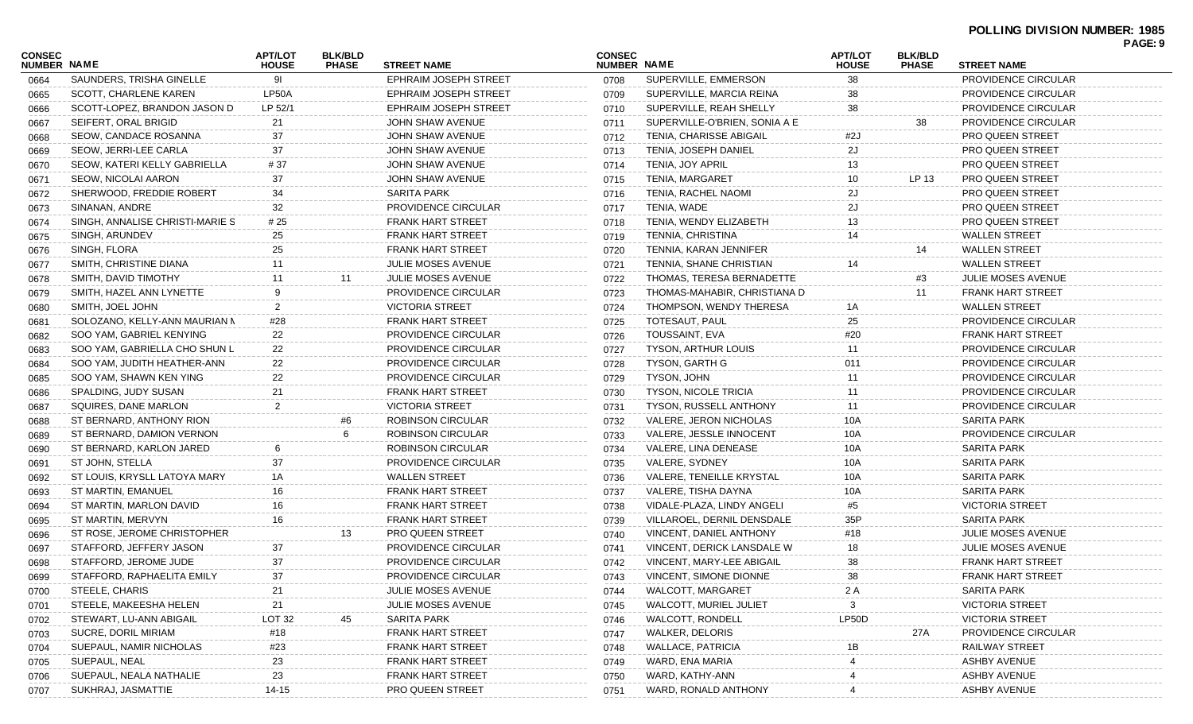**POLLING DIVISION NUMBER: 1985**

| CONSEC NUMBER | NAME | APT/LOT HOUSE | BLK/BLD PHASE | STREET NAME |
|---|---|---|---|---|
| 0664 | SAUNDERS, TRISHA GINELLE | 9I | | EPHRAIM JOSEPH STREET |
| 0665 | SCOTT, CHARLENE KAREN | LP50A | | EPHRAIM JOSEPH STREET |
| 0666 | SCOTT-LOPEZ, BRANDON JASON D | LP 52/1 | | EPHRAIM JOSEPH STREET |
| 0667 | SEIFERT, ORAL BRIGID | 21 | | JOHN SHAW AVENUE |
| 0668 | SEOW, CANDACE ROSANNA | 37 | | JOHN SHAW AVENUE |
| 0669 | SEOW, JERRI-LEE CARLA | 37 | | JOHN SHAW AVENUE |
| 0670 | SEOW, KATERI KELLY GABRIELLA | # 37 | | JOHN SHAW AVENUE |
| 0671 | SEOW, NICOLAI AARON | 37 | | JOHN SHAW AVENUE |
| 0672 | SHERWOOD, FREDDIE ROBERT | 34 | | SARITA PARK |
| 0673 | SINANAN, ANDRE | 32 | | PROVIDENCE CIRCULAR |
| 0674 | SINGH, ANNALISE CHRISTI-MARIE S | # 25 | | FRANK HART STREET |
| 0675 | SINGH, ARUNDEV | 25 | | FRANK HART STREET |
| 0676 | SINGH, FLORA | 25 | | FRANK HART STREET |
| 0677 | SMITH, CHRISTINE DIANA | 11 | | JULIE MOSES AVENUE |
| 0678 | SMITH, DAVID TIMOTHY | 11 | 11 | JULIE MOSES AVENUE |
| 0679 | SMITH, HAZEL ANN LYNETTE | 9 | | PROVIDENCE CIRCULAR |
| 0680 | SMITH, JOEL JOHN | 2 | | VICTORIA STREET |
| 0681 | SOLOZANO, KELLY-ANN MAURIAN M | #28 | | FRANK HART STREET |
| 0682 | SOO YAM, GABRIEL KENYING | 22 | | PROVIDENCE CIRCULAR |
| 0683 | SOO YAM, GABRIELLA CHO SHUN L | 22 | | PROVIDENCE CIRCULAR |
| 0684 | SOO YAM, JUDITH HEATHER-ANN | 22 | | PROVIDENCE CIRCULAR |
| 0685 | SOO YAM, SHAWN KEN YING | 22 | | PROVIDENCE CIRCULAR |
| 0686 | SPALDING, JUDY SUSAN | 21 | | FRANK HART STREET |
| 0687 | SQUIRES, DANE MARLON | 2 | | VICTORIA STREET |
| 0688 | ST BERNARD, ANTHONY RION | | #6 | ROBINSON CIRCULAR |
| 0689 | ST BERNARD, DAMION VERNON | | 6 | ROBINSON CIRCULAR |
| 0690 | ST BERNARD, KARLON JARED | 6 | | ROBINSON CIRCULAR |
| 0691 | ST JOHN, STELLA | 37 | | PROVIDENCE CIRCULAR |
| 0692 | ST LOUIS, KRYSLL LATOYA MARY | 1A | | WALLEN STREET |
| 0693 | ST MARTIN, EMANUEL | 16 | | FRANK HART STREET |
| 0694 | ST MARTIN, MARLON DAVID | 16 | | FRANK HART STREET |
| 0695 | ST MARTIN, MERVYN | 16 | | FRANK HART STREET |
| 0696 | ST ROSE, JEROME CHRISTOPHER | | 13 | PRO QUEEN STREET |
| 0697 | STAFFORD, JEFFERY JASON | 37 | | PROVIDENCE CIRCULAR |
| 0698 | STAFFORD, JEROME JUDE | 37 | | PROVIDENCE CIRCULAR |
| 0699 | STAFFORD, RAPHAELITA EMILY | 37 | | PROVIDENCE CIRCULAR |
| 0700 | STEELE, CHARIS | 21 | | JULIE MOSES AVENUE |
| 0701 | STEELE, MAKEESHA HELEN | 21 | | JULIE MOSES AVENUE |
| 0702 | STEWART, LU-ANN ABIGAIL | LOT 32 | 45 | SARITA PARK |
| 0703 | SUCRE, DORIL MIRIAM | #18 | | FRANK HART STREET |
| 0704 | SUEPAUL, NAMIR NICHOLAS | #23 | | FRANK HART STREET |
| 0705 | SUEPAUL, NEAL | 23 | | FRANK HART STREET |
| 0706 | SUEPAUL, NEALA NATHALIE | 23 | | FRANK HART STREET |
| 0707 | SUKHRAJ, JASMATTIE | 14-15 | | PRO QUEEN STREET |
| 0708 | SUPERVILLE, EMMERSON | 38 | | PROVIDENCE CIRCULAR |
| 0709 | SUPERVILLE, MARCIA REINA | 38 | | PROVIDENCE CIRCULAR |
| 0710 | SUPERVILLE, REAH SHELLY | 38 | | PROVIDENCE CIRCULAR |
| 0711 | SUPERVILLE-O'BRIEN, SONIA A E | | 38 | PROVIDENCE CIRCULAR |
| 0712 | TENIA, CHARISSE ABIGAIL | #2J | | PRO QUEEN STREET |
| 0713 | TENIA, JOSEPH DANIEL | 2J | | PRO QUEEN STREET |
| 0714 | TENIA, JOY APRIL | 13 | | PRO QUEEN STREET |
| 0715 | TENIA, MARGARET | 10 | LP 13 | PRO QUEEN STREET |
| 0716 | TENIA, RACHEL NAOMI | 2J | | PRO QUEEN STREET |
| 0717 | TENIA, WADE | 2J | | PRO QUEEN STREET |
| 0718 | TENIA, WENDY ELIZABETH | 13 | | PRO QUEEN STREET |
| 0719 | TENNIA, CHRISTINA | 14 | | WALLEN STREET |
| 0720 | TENNIA, KARAN JENNIFER | | 14 | WALLEN STREET |
| 0721 | TENNIA, SHANE CHRISTIAN | 14 | | WALLEN STREET |
| 0722 | THOMAS, TERESA BERNADETTE | | #3 | JULIE MOSES AVENUE |
| 0723 | THOMAS-MAHABIR, CHRISTIANA D | | 11 | FRANK HART STREET |
| 0724 | THOMPSON, WENDY THERESA | 1A | | WALLEN STREET |
| 0725 | TOTESAUT, PAUL | 25 | | PROVIDENCE CIRCULAR |
| 0726 | TOUSSAINT, EVA | #20 | | FRANK HART STREET |
| 0727 | TYSON, ARTHUR LOUIS | 11 | | PROVIDENCE CIRCULAR |
| 0728 | TYSON, GARTH G | 011 | | PROVIDENCE CIRCULAR |
| 0729 | TYSON, JOHN | 11 | | PROVIDENCE CIRCULAR |
| 0730 | TYSON, NICOLE TRICIA | 11 | | PROVIDENCE CIRCULAR |
| 0731 | TYSON, RUSSELL ANTHONY | 11 | | PROVIDENCE CIRCULAR |
| 0732 | VALERE, JERON NICHOLAS | 10A | | SARITA PARK |
| 0733 | VALERE, JESSLE INNOCENT | 10A | | PROVIDENCE CIRCULAR |
| 0734 | VALERE, LINA DENEASE | 10A | | SARITA PARK |
| 0735 | VALERE, SYDNEY | 10A | | SARITA PARK |
| 0736 | VALERE, TENEILLE KRYSTAL | 10A | | SARITA PARK |
| 0737 | VALERE, TISHA DAYNA | 10A | | SARITA PARK |
| 0738 | VIDALE-PLAZA, LINDY ANGELI | #5 | | VICTORIA STREET |
| 0739 | VILLAROEL, DERNIL DENSDALE | 35P | | SARITA PARK |
| 0740 | VINCENT, DANIEL ANTHONY | #18 | | JULIE MOSES AVENUE |
| 0741 | VINCENT, DERICK LANSDALE W | 18 | | JULIE MOSES AVENUE |
| 0742 | VINCENT, MARY-LEE ABIGAIL | 38 | | FRANK HART STREET |
| 0743 | VINCENT, SIMONE DIONNE | 38 | | FRANK HART STREET |
| 0744 | WALCOTT, MARGARET | 2 A | | SARITA PARK |
| 0745 | WALCOTT, MURIEL JULIET | 3 | | VICTORIA STREET |
| 0746 | WALCOTT, RONDELL | LP50D | | VICTORIA STREET |
| 0747 | WALKER, DELORIS | | 27A | PROVIDENCE CIRCULAR |
| 0748 | WALLACE, PATRICIA | 1B | | RAILWAY STREET |
| 0749 | WARD, ENA MARIA | 4 | | ASHBY AVENUE |
| 0750 | WARD, KATHY-ANN | 4 | | ASHBY AVENUE |
| 0751 | WARD, RONALD ANTHONY | 4 | | ASHBY AVENUE |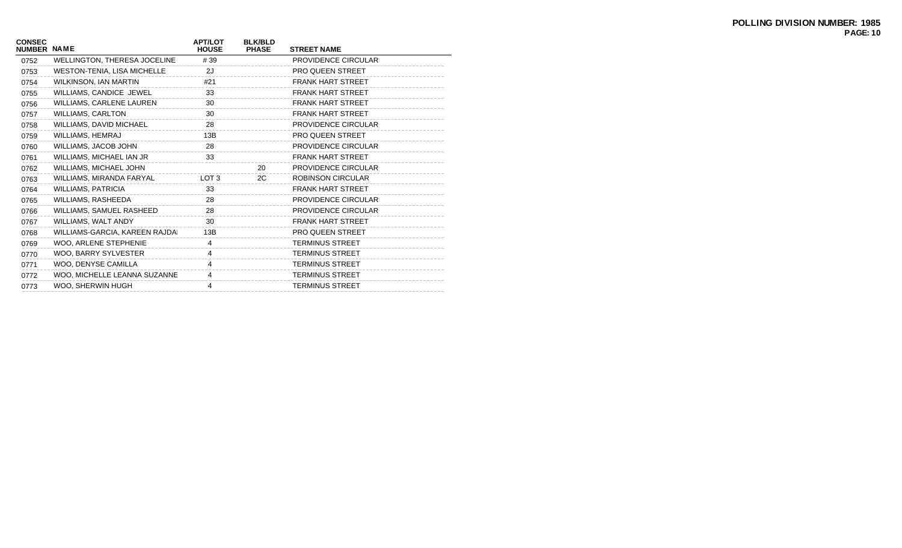**POLLING DIVISION NUMBER: 1985**

| CONSEC NUMBER | NAME | APT/LOT HOUSE | BLK/BLD PHASE | STREET NAME |
|---|---|---|---|---|
| 0752 | WELLINGTON, THERESA JOCELINE | # 39 | | PROVIDENCE CIRCULAR |
| 0753 | WESTON-TENIA, LISA MICHELLE | 2J | | PRO QUEEN STREET |
| 0754 | WILKINSON, IAN MARTIN | #21 | | FRANK HART STREET |
| 0755 | WILLIAMS, CANDICE JEWEL | 33 | | FRANK HART STREET |
| 0756 | WILLIAMS, CARLENE LAUREN | 30 | | FRANK HART STREET |
| 0757 | WILLIAMS, CARLTON | 30 | | FRANK HART STREET |
| 0758 | WILLIAMS, DAVID MICHAEL | 28 | | PROVIDENCE CIRCULAR |
| 0759 | WILLIAMS, HEMRAJ | 13B | | PRO QUEEN STREET |
| 0760 | WILLIAMS, JACOB JOHN | 28 | | PROVIDENCE CIRCULAR |
| 0761 | WILLIAMS, MICHAEL IAN JR | 33 | | FRANK HART STREET |
| 0762 | WILLIAMS, MICHAEL JOHN | | 20 | PROVIDENCE CIRCULAR |
| 0763 | WILLIAMS, MIRANDA FARYAL | LOT 3 | 2C | ROBINSON CIRCULAR |
| 0764 | WILLIAMS, PATRICIA | 33 | | FRANK HART STREET |
| 0765 | WILLIAMS, RASHEEDA | 28 | | PROVIDENCE CIRCULAR |
| 0766 | WILLIAMS, SAMUEL RASHEED | 28 | | PROVIDENCE CIRCULAR |
| 0767 | WILLIAMS, WALT ANDY | 30 | | FRANK HART STREET |
| 0768 | WILLIAMS-GARCIA, KAREEN RAJDAI | 13B | | PRO QUEEN STREET |
| 0769 | WOO, ARLENE STEPHENIE | 4 | | TERMINUS STREET |
| 0770 | WOO, BARRY SYLVESTER | 4 | | TERMINUS STREET |
| 0771 | WOO, DENYSE CAMILLA | 4 | | TERMINUS STREET |
| 0772 | WOO, MICHELLE LEANNA SUZANNE | 4 | | TERMINUS STREET |
| 0773 | WOO, SHERWIN HUGH | 4 | | TERMINUS STREET |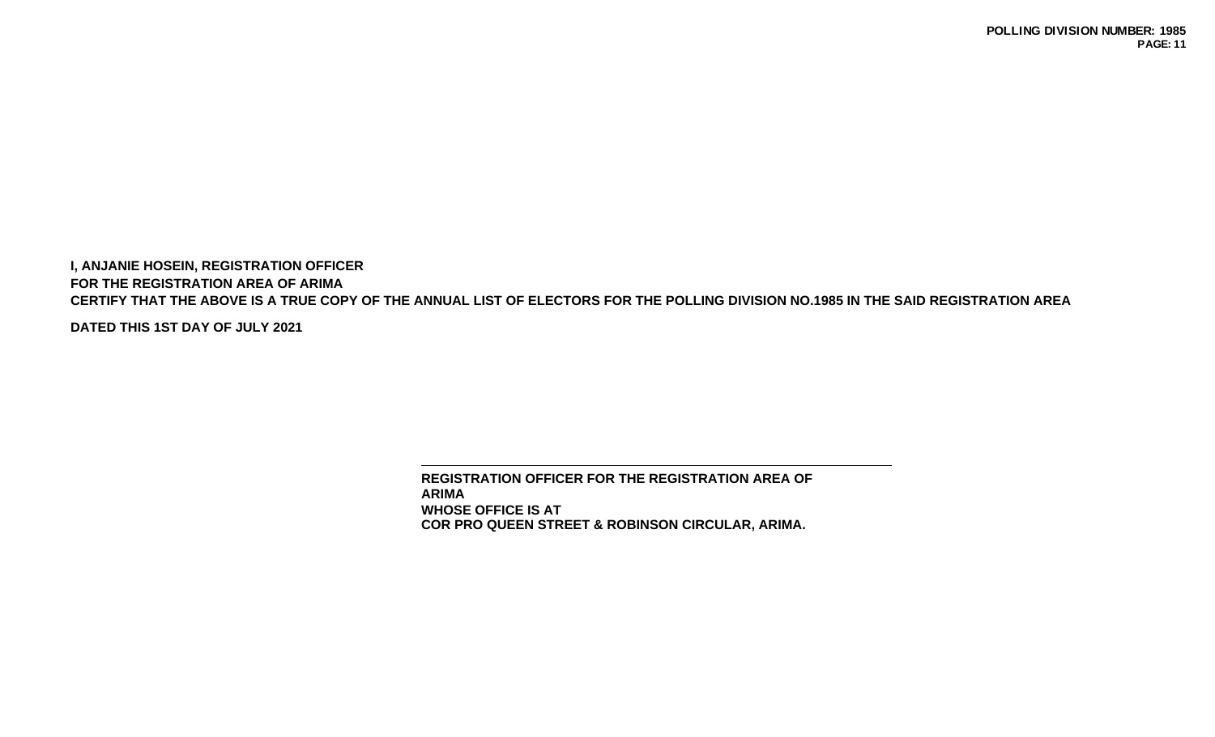**I, ANJANIE HOSEIN, REGISTRATION OFFICER**
**FOR THE REGISTRATION AREA OF ARIMA**
**CERTIFY THAT THE ABOVE IS A TRUE COPY OF THE ANNUAL LIST OF ELECTORS FOR THE POLLING DIVISION NO.1985 IN THE SAID REGISTRATION AREA**

**DATED THIS 1ST DAY OF JULY 2021**

---

**REGISTRATION OFFICER FOR THE REGISTRATION AREA OF ARIMA**
**WHOSE OFFICE IS AT**
**COR PRO QUEEN STREET & ROBINSON CIRCULAR, ARIMA.**